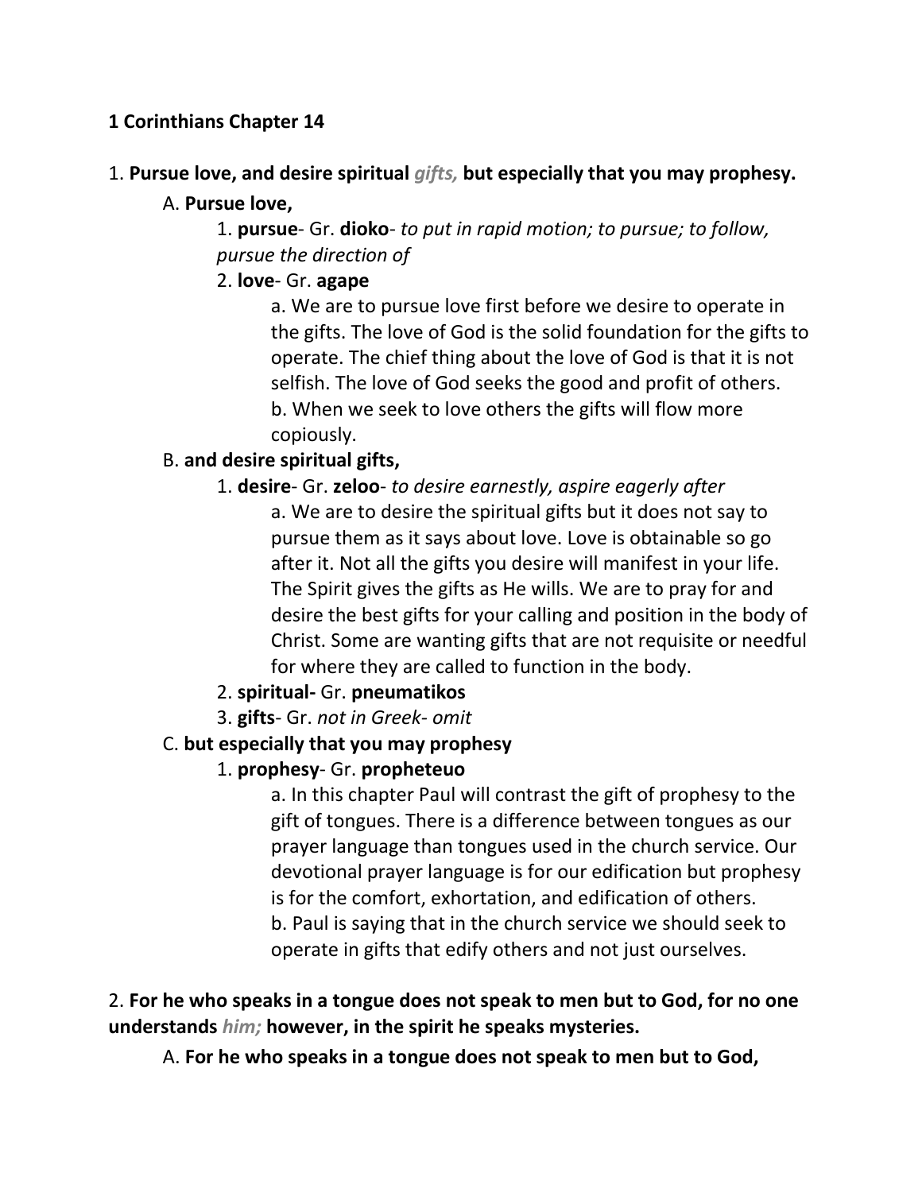**1 Corinthians Chapter 14**

1. **Pursue love, and desire spiritual *gifts,* but especially that you may prophesy.**

  A. **Pursue love,**

    1. **pursue**- Gr. **dioko**- *to put in rapid motion; to pursue; to follow, pursue the direction of*

    2. **love**- Gr. **agape**

      a. We are to pursue love first before we desire to operate in the gifts. The love of God is the solid foundation for the gifts to operate. The chief thing about the love of God is that it is not selfish. The love of God seeks the good and profit of others.

      b. When we seek to love others the gifts will flow more copiously.

  B. **and desire spiritual gifts,**

    1. **desire**- Gr. **zeloo**- *to desire earnestly, aspire eagerly after*

      a. We are to desire the spiritual gifts but it does not say to pursue them as it says about love. Love is obtainable so go after it. Not all the gifts you desire will manifest in your life. The Spirit gives the gifts as He wills. We are to pray for and desire the best gifts for your calling and position in the body of Christ. Some are wanting gifts that are not requisite or needful for where they are called to function in the body.

    2. **spiritual-** Gr. **pneumatikos**

    3. **gifts**- Gr. *not in Greek- omit*

  C. **but especially that you may prophesy**

    1. **prophesy**- Gr. **propheteuo**

      a. In this chapter Paul will contrast the gift of prophesy to the gift of tongues. There is a difference between tongues as our prayer language than tongues used in the church service. Our devotional prayer language is for our edification but prophesy is for the comfort, exhortation, and edification of others.

      b. Paul is saying that in the church service we should seek to operate in gifts that edify others and not just ourselves.

2. **For he who speaks in a tongue does not speak to men but to God, for no one understands *him;* however, in the spirit he speaks mysteries.**

  A. **For he who speaks in a tongue does not speak to men but to God,**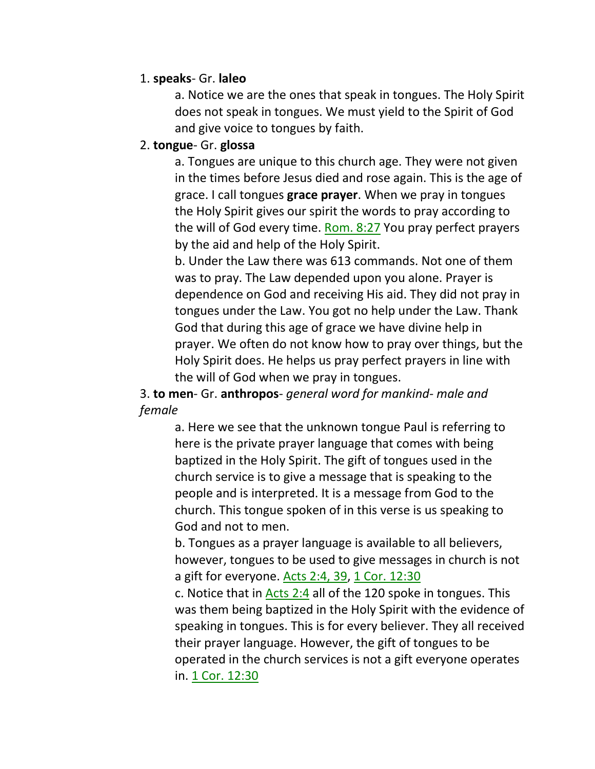1. **speaks**- Gr. **laleo**

   a. Notice we are the ones that speak in tongues. The Holy Spirit does not speak in tongues. We must yield to the Spirit of God and give voice to tongues by faith.

2. **tongue**- Gr. **glossa**

   a. Tongues are unique to this church age. They were not given in the times before Jesus died and rose again. This is the age of grace. I call tongues **grace prayer**. When we pray in tongues the Holy Spirit gives our spirit the words to pray according to the will of God every time. Rom. 8:27 You pray perfect prayers by the aid and help of the Holy Spirit.

   b. Under the Law there was 613 commands. Not one of them was to pray. The Law depended upon you alone. Prayer is dependence on God and receiving His aid. They did not pray in tongues under the Law. You got no help under the Law. Thank God that during this age of grace we have divine help in prayer. We often do not know how to pray over things, but the Holy Spirit does. He helps us pray perfect prayers in line with the will of God when we pray in tongues.

3. **to men**- Gr. **anthropos**- *general word for mankind- male and female*

   a. Here we see that the unknown tongue Paul is referring to here is the private prayer language that comes with being baptized in the Holy Spirit. The gift of tongues used in the church service is to give a message that is speaking to the people and is interpreted. It is a message from God to the church. This tongue spoken of in this verse is us speaking to God and not to men.

   b. Tongues as a prayer language is available to all believers, however, tongues to be used to give messages in church is not a gift for everyone. Acts 2:4, 39, 1 Cor. 12:30

   c. Notice that in Acts 2:4 all of the 120 spoke in tongues. This was them being baptized in the Holy Spirit with the evidence of speaking in tongues. This is for every believer. They all received their prayer language. However, the gift of tongues to be operated in the church services is not a gift everyone operates in. 1 Cor. 12:30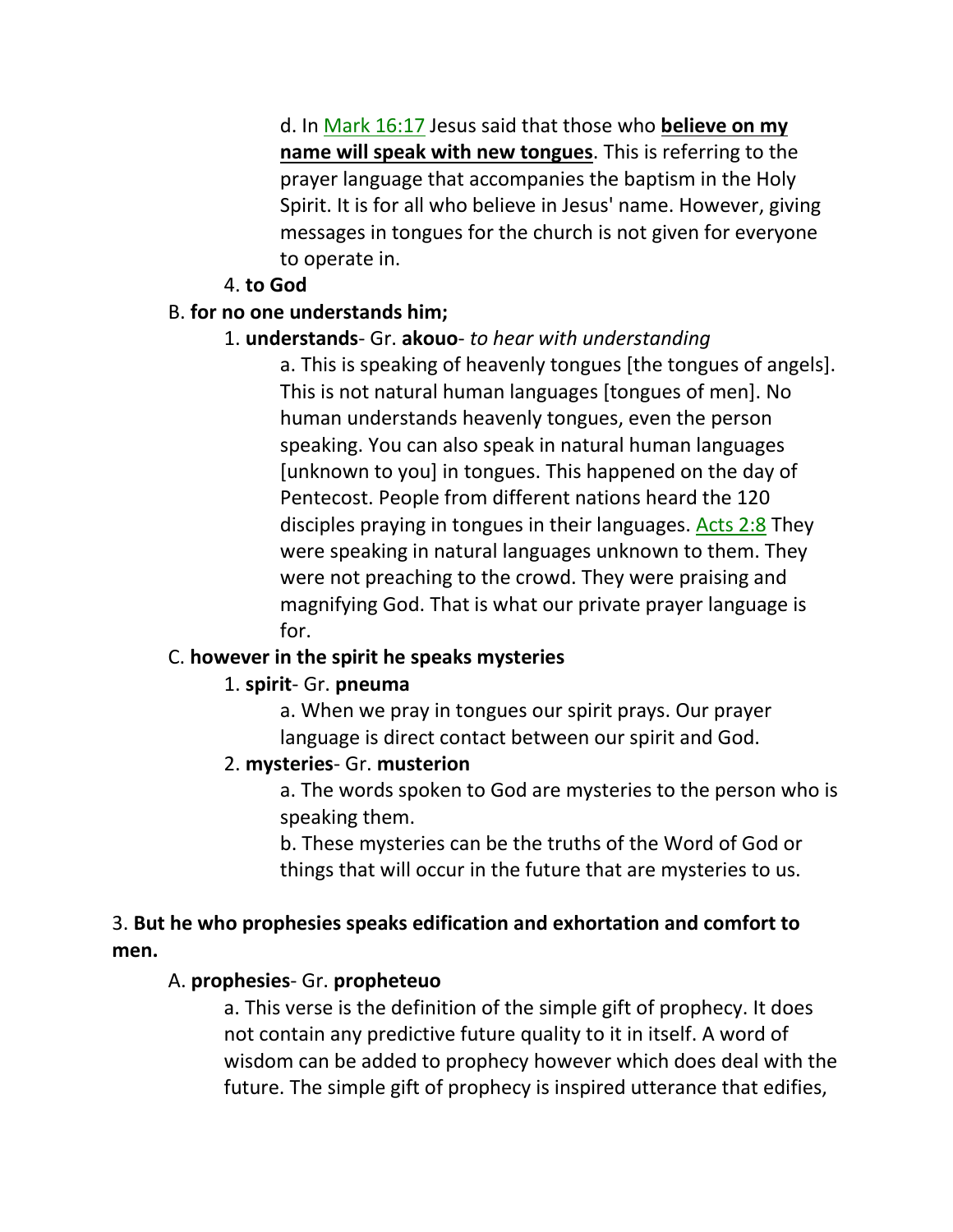d. In Mark 16:17 Jesus said that those who **believe on my name will speak with new tongues**. This is referring to the prayer language that accompanies the baptism in the Holy Spirit. It is for all who believe in Jesus' name. However, giving messages in tongues for the church is not given for everyone to operate in.

4. **to God**

B. **for no one understands him;**

1. **understands**- Gr. **akouo**- *to hear with understanding*

a. This is speaking of heavenly tongues [the tongues of angels]. This is not natural human languages [tongues of men]. No human understands heavenly tongues, even the person speaking. You can also speak in natural human languages [unknown to you] in tongues. This happened on the day of Pentecost. People from different nations heard the 120 disciples praying in tongues in their languages. Acts 2:8 They were speaking in natural languages unknown to them. They were not preaching to the crowd. They were praising and magnifying God. That is what our private prayer language is for.

C. **however in the spirit he speaks mysteries**

1. **spirit**- Gr. **pneuma**

a. When we pray in tongues our spirit prays. Our prayer language is direct contact between our spirit and God.

2. **mysteries**- Gr. **musterion**

a. The words spoken to God are mysteries to the person who is speaking them.

b. These mysteries can be the truths of the Word of God or things that will occur in the future that are mysteries to us.

3. **But he who prophesies speaks edification and exhortation and comfort to men.**

A. **prophesies**- Gr. **propheteuo**

a. This verse is the definition of the simple gift of prophecy. It does not contain any predictive future quality to it in itself. A word of wisdom can be added to prophecy however which does deal with the future. The simple gift of prophecy is inspired utterance that edifies,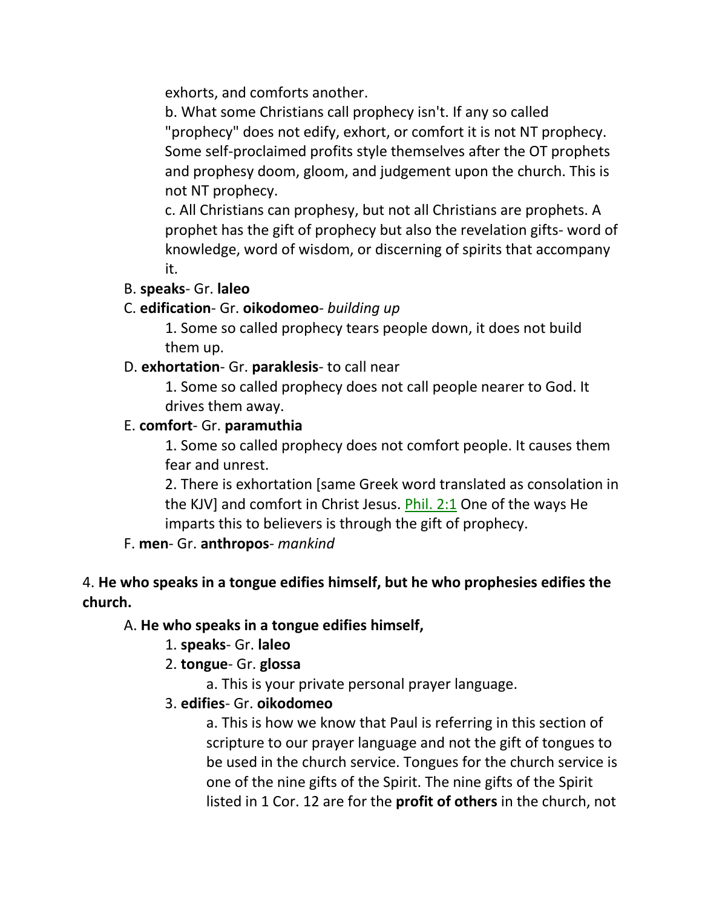exhorts, and comforts another.

b. What some Christians call prophecy isn't. If any so called "prophecy" does not edify, exhort, or comfort it is not NT prophecy. Some self-proclaimed profits style themselves after the OT prophets and prophesy doom, gloom, and judgement upon the church. This is not NT prophecy.

c. All Christians can prophesy, but not all Christians are prophets. A prophet has the gift of prophecy but also the revelation gifts- word of knowledge, word of wisdom, or discerning of spirits that accompany it.

B. **speaks**- Gr. **laleo**

C. **edification**- Gr. **oikodomeo**- *building up*

1. Some so called prophecy tears people down, it does not build them up.

D. **exhortation**- Gr. **paraklesis**- to call near

1. Some so called prophecy does not call people nearer to God. It drives them away.

E. **comfort**- Gr. **paramuthia**

1. Some so called prophecy does not comfort people. It causes them fear and unrest.

2. There is exhortation [same Greek word translated as consolation in the KJV] and comfort in Christ Jesus. Phil. 2:1 One of the ways He imparts this to believers is through the gift of prophecy.

F. **men**- Gr. **anthropos**- *mankind*

4. **He who speaks in a tongue edifies himself, but he who prophesies edifies the church.**

A. **He who speaks in a tongue edifies himself,**

1. **speaks**- Gr. **laleo**

2. **tongue**- Gr. **glossa**

a. This is your private personal prayer language.

3. **edifies**- Gr. **oikodomeo**

a. This is how we know that Paul is referring in this section of scripture to our prayer language and not the gift of tongues to be used in the church service. Tongues for the church service is one of the nine gifts of the Spirit. The nine gifts of the Spirit listed in 1 Cor. 12 are for the **profit of others** in the church, not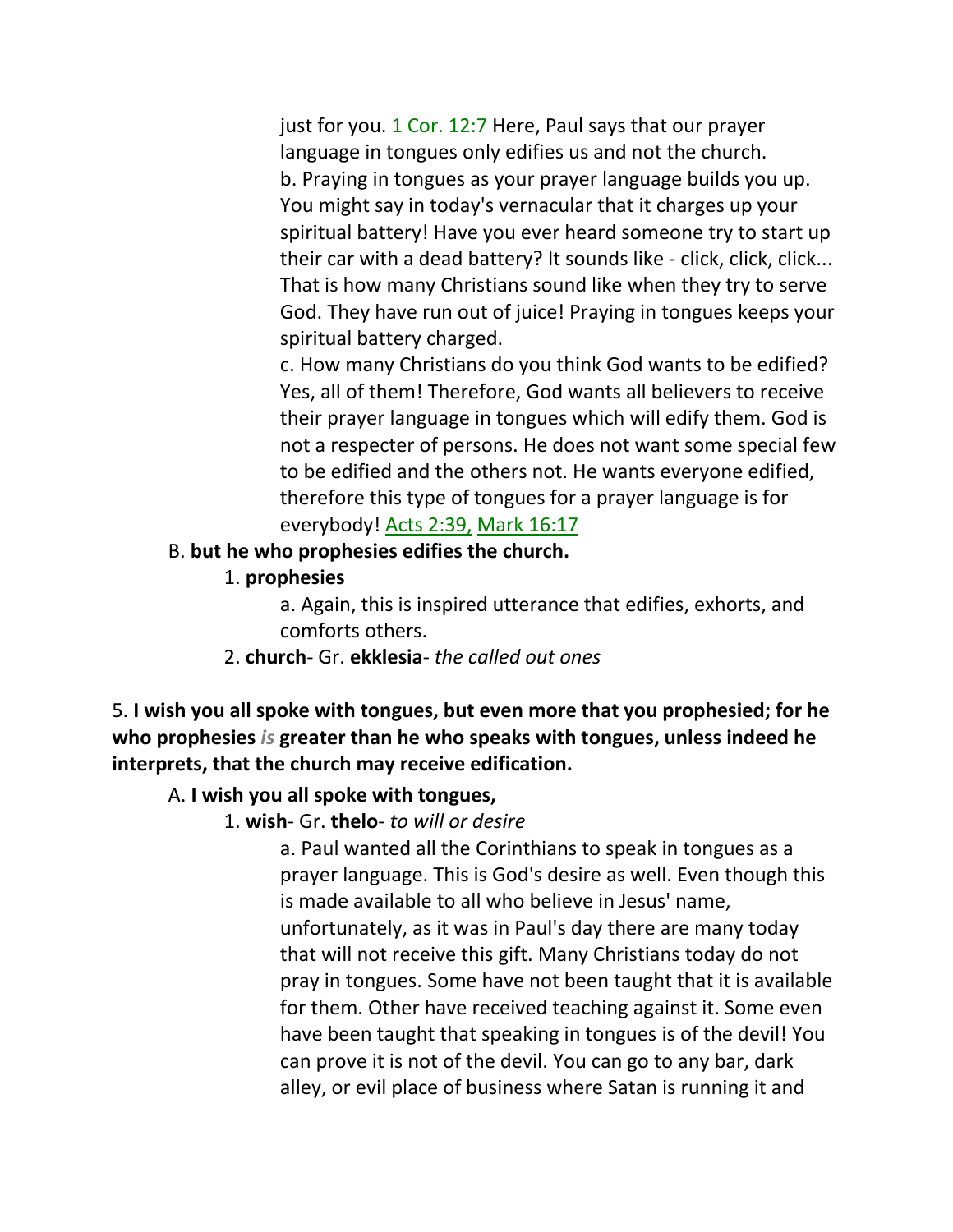just for you. 1 Cor. 12:7 Here, Paul says that our prayer language in tongues only edifies us and not the church.

b. Praying in tongues as your prayer language builds you up. You might say in today's vernacular that it charges up your spiritual battery! Have you ever heard someone try to start up their car with a dead battery? It sounds like - click, click, click... That is how many Christians sound like when they try to serve God. They have run out of juice! Praying in tongues keeps your spiritual battery charged.

c. How many Christians do you think God wants to be edified? Yes, all of them! Therefore, God wants all believers to receive their prayer language in tongues which will edify them. God is not a respecter of persons. He does not want some special few to be edified and the others not. He wants everyone edified, therefore this type of tongues for a prayer language is for everybody! Acts 2:39, Mark 16:17

B. **but he who prophesies edifies the church.**

1. **prophesies**

a. Again, this is inspired utterance that edifies, exhorts, and comforts others.

2. **church**- Gr. **ekklesia**- *the called out ones*

5. **I wish you all spoke with tongues, but even more that you prophesied; for he who prophesies *is* greater than he who speaks with tongues, unless indeed he interprets, that the church may receive edification.**

A. **I wish you all spoke with tongues,**

1. **wish**- Gr. **thelo**- *to will or desire*

a. Paul wanted all the Corinthians to speak in tongues as a prayer language. This is God's desire as well. Even though this is made available to all who believe in Jesus' name, unfortunately, as it was in Paul's day there are many today that will not receive this gift. Many Christians today do not pray in tongues. Some have not been taught that it is available for them. Other have received teaching against it. Some even have been taught that speaking in tongues is of the devil! You can prove it is not of the devil. You can go to any bar, dark alley, or evil place of business where Satan is running it and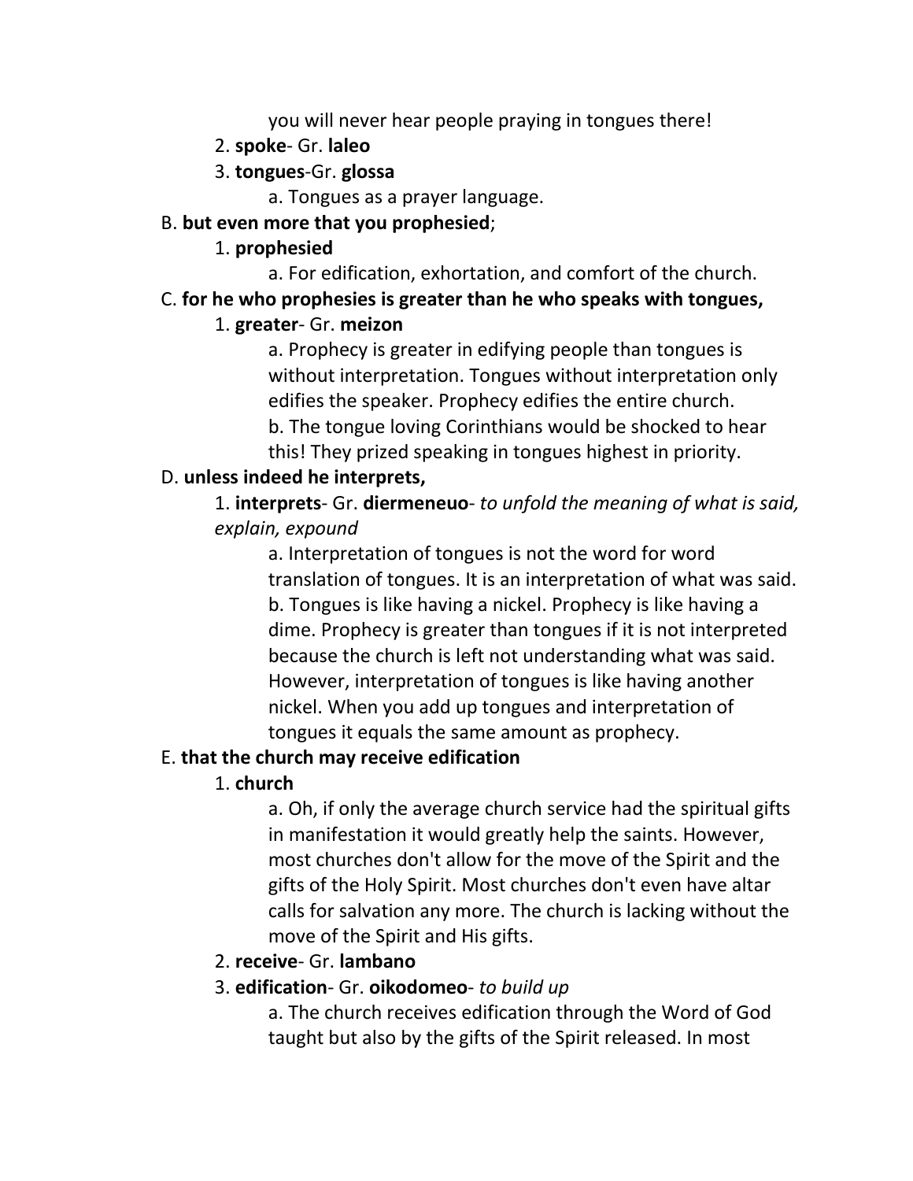you will never hear people praying in tongues there!

2. **spoke**- Gr. **laleo**

3. **tongues**-Gr. **glossa**

a. Tongues as a prayer language.

B. **but even more that you prophesied**;

1. **prophesied**

a. For edification, exhortation, and comfort of the church.

C. **for he who prophesies is greater than he who speaks with tongues,**

1. **greater**- Gr. **meizon**

a. Prophecy is greater in edifying people than tongues is without interpretation. Tongues without interpretation only edifies the speaker. Prophecy edifies the entire church.

b. The tongue loving Corinthians would be shocked to hear this! They prized speaking in tongues highest in priority.

D. **unless indeed he interprets,**

1. **interprets**- Gr. **diermeneuo**- *to unfold the meaning of what is said, explain, expound*

a. Interpretation of tongues is not the word for word translation of tongues. It is an interpretation of what was said.

b. Tongues is like having a nickel. Prophecy is like having a dime. Prophecy is greater than tongues if it is not interpreted because the church is left not understanding what was said. However, interpretation of tongues is like having another nickel. When you add up tongues and interpretation of tongues it equals the same amount as prophecy.

E. **that the church may receive edification**

1. **church**

a. Oh, if only the average church service had the spiritual gifts in manifestation it would greatly help the saints. However, most churches don't allow for the move of the Spirit and the gifts of the Holy Spirit. Most churches don't even have altar calls for salvation any more. The church is lacking without the move of the Spirit and His gifts.

2. **receive**- Gr. **lambano**

3. **edification**- Gr. **oikodomeo**- *to build up*

a. The church receives edification through the Word of God taught but also by the gifts of the Spirit released. In most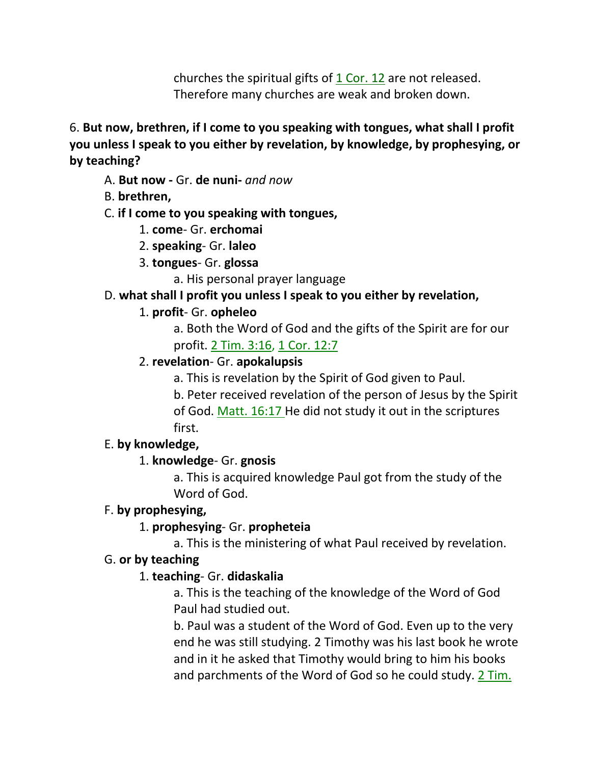churches the spiritual gifts of 1 Cor. 12 are not released. Therefore many churches are weak and broken down.

6. **But now, brethren, if I come to you speaking with tongues, what shall I profit you unless I speak to you either by revelation, by knowledge, by prophesying, or by teaching?**

A. **But now -** Gr. **de nuni-** *and now*

B. **brethren,**

C. **if I come to you speaking with tongues,**

1. **come**- Gr. **erchomai**
2. **speaking**- Gr. **laleo**
3. **tongues**- Gr. **glossa**
    a. His personal prayer language

D. **what shall I profit you unless I speak to you either by revelation,**

1. **profit**- Gr. **opheleo**
    a. Both the Word of God and the gifts of the Spirit are for our profit. 2 Tim. 3:16, 1 Cor. 12:7
2. **revelation**- Gr. **apokalupsis**
    a. This is revelation by the Spirit of God given to Paul.
    b. Peter received revelation of the person of Jesus by the Spirit of God. Matt. 16:17 He did not study it out in the scriptures first.

E. **by knowledge,**

1. **knowledge**- Gr. **gnosis**
    a. This is acquired knowledge Paul got from the study of the Word of God.

F. **by prophesying,**

1. **prophesying**- Gr. **propheteia**
    a. This is the ministering of what Paul received by revelation.

G. **or by teaching**

1. **teaching**- Gr. **didaskalia**
    a. This is the teaching of the knowledge of the Word of God Paul had studied out.
    b. Paul was a student of the Word of God. Even up to the very end he was still studying. 2 Timothy was his last book he wrote and in it he asked that Timothy would bring to him his books and parchments of the Word of God so he could study. 2 Tim.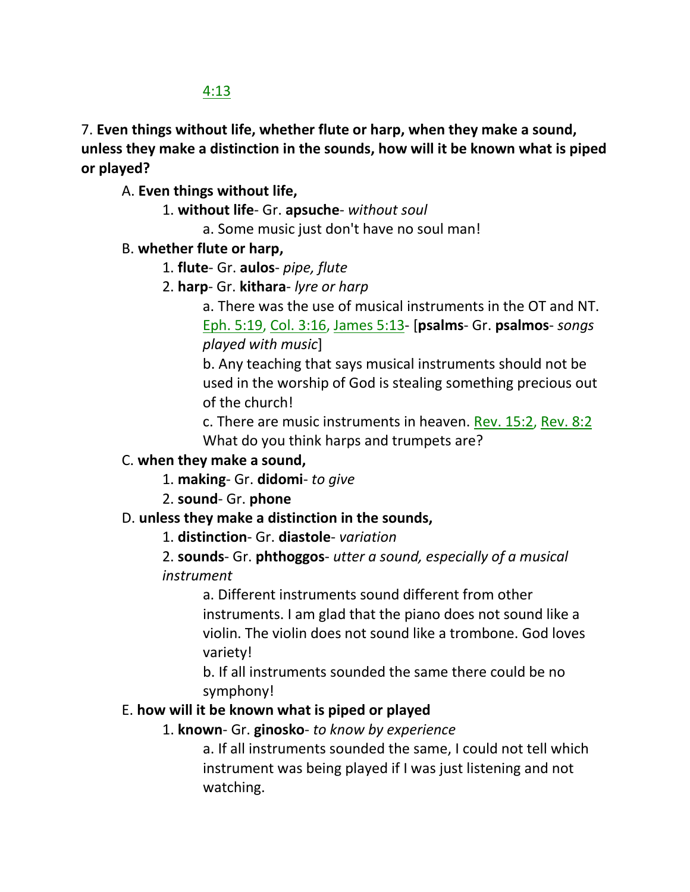4:13

7. **Even things without life, whether flute or harp, when they make a sound, unless they make a distinction in the sounds, how will it be known what is piped or played?**

A. **Even things without life,**

1. **without life**- Gr. **apsuche**- *without soul*

a. Some music just don't have no soul man!

B. **whether flute or harp,**

1. **flute**- Gr. **aulos**- *pipe, flute*

2. **harp**- Gr. **kithara**- *lyre or harp*

a. There was the use of musical instruments in the OT and NT. Eph. 5:19, Col. 3:16, James 5:13- [**psalms**- Gr. **psalmos**- *songs played with music*]

b. Any teaching that says musical instruments should not be used in the worship of God is stealing something precious out of the church!

c. There are music instruments in heaven. Rev. 15:2, Rev. 8:2 What do you think harps and trumpets are?

C. **when they make a sound,**

1. **making**- Gr. **didomi**- *to give*

2. **sound**- Gr. **phone**

D. **unless they make a distinction in the sounds,**

1. **distinction**- Gr. **diastole**- *variation*

2. **sounds**- Gr. **phthoggos**- *utter a sound, especially of a musical instrument*

a. Different instruments sound different from other instruments. I am glad that the piano does not sound like a violin. The violin does not sound like a trombone. God loves variety!

b. If all instruments sounded the same there could be no symphony!

E. **how will it be known what is piped or played**

1. **known**- Gr. **ginosko**- *to know by experience*

a. If all instruments sounded the same, I could not tell which instrument was being played if I was just listening and not watching.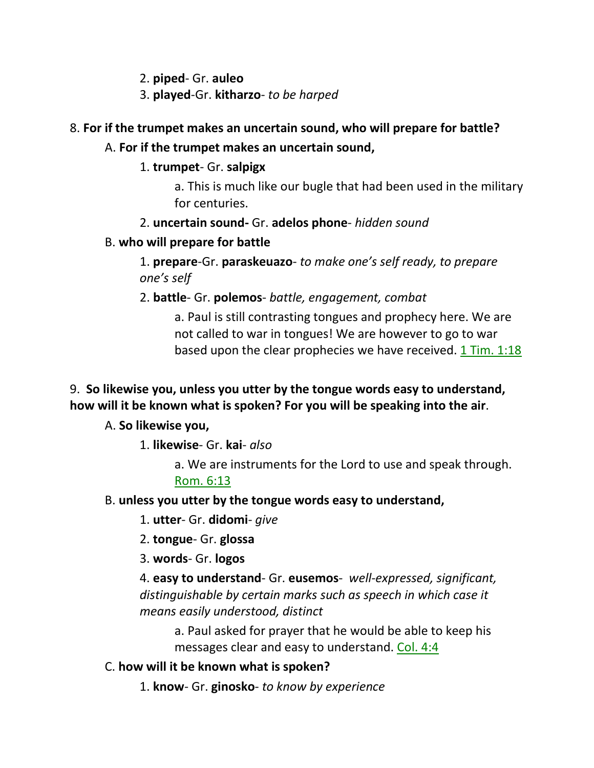2. **piped**- Gr. **auleo**

3. **played**-Gr. **kitharzo**- *to be harped*

8. **For if the trumpet makes an uncertain sound, who will prepare for battle?**

A. **For if the trumpet makes an uncertain sound,**

1. **trumpet**- Gr. **salpigx**

a. This is much like our bugle that had been used in the military for centuries.

2. **uncertain sound-** Gr. **adelos phone**- *hidden sound*

B. **who will prepare for battle**

1. **prepare**-Gr. **paraskeuazo**- *to make one's self ready, to prepare one's self*

2. **battle**- Gr. **polemos**- *battle, engagement, combat*

a. Paul is still contrasting tongues and prophecy here. We are not called to war in tongues! We are however to go to war based upon the clear prophecies we have received. 1 Tim. 1:18

9. **So likewise you, unless you utter by the tongue words easy to understand, how will it be known what is spoken? For you will be speaking into the air**.

A. **So likewise you,**

1. **likewise**- Gr. **kai**- *also*

a. We are instruments for the Lord to use and speak through. Rom. 6:13

B. **unless you utter by the tongue words easy to understand,**

1. **utter**- Gr. **didomi**- *give*

2. **tongue**- Gr. **glossa**

3. **words**- Gr. **logos**

4. **easy to understand**- Gr. **eusemos**- *well-expressed, significant, distinguishable by certain marks such as speech in which case it means easily understood, distinct*

a. Paul asked for prayer that he would be able to keep his messages clear and easy to understand. Col. 4:4

C. **how will it be known what is spoken?**

1. **know**- Gr. **ginosko**- *to know by experience*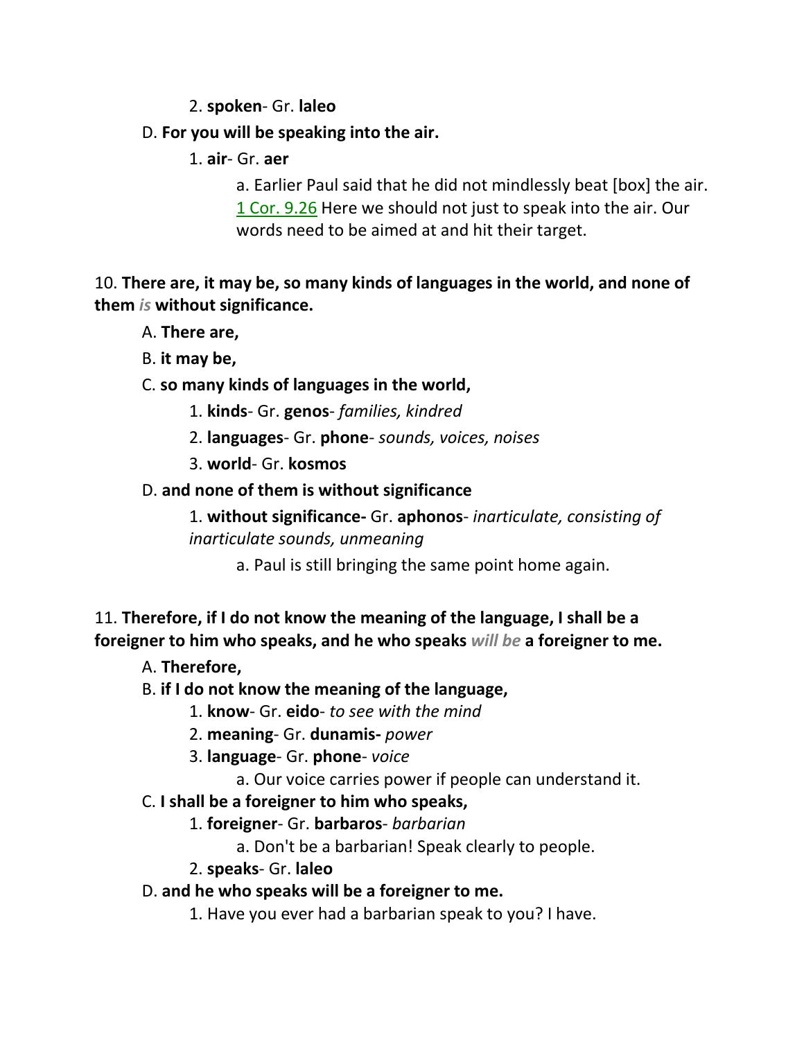2. **spoken**- Gr. **laleo**

D. **For you will be speaking into the air.**

1. **air**- Gr. **aer**

a. Earlier Paul said that he did not mindlessly beat [box] the air. 1 Cor. 9.26 Here we should not just to speak into the air. Our words need to be aimed at and hit their target.

10. **There are, it may be, so many kinds of languages in the world, and none of them *is* without significance.**

A. **There are,**

B. **it may be,**

C. **so many kinds of languages in the world,**

1. **kinds**- Gr. **genos**- *families, kindred*

2. **languages**- Gr. **phone**- *sounds, voices, noises*

3. **world**- Gr. **kosmos**

D. **and none of them is without significance**

1. **without significance-** Gr. **aphonos**- *inarticulate, consisting of inarticulate sounds, unmeaning*

a. Paul is still bringing the same point home again.

11. **Therefore, if I do not know the meaning of the language, I shall be a foreigner to him who speaks, and he who speaks *will be* a foreigner to me.**

A. **Therefore,**

B. **if I do not know the meaning of the language,**

1. **know**- Gr. **eido**- *to see with the mind*

2. **meaning**- Gr. **dunamis-** *power*

3. **language**- Gr. **phone**- *voice*

a. Our voice carries power if people can understand it.

C. **I shall be a foreigner to him who speaks,**

1. **foreigner**- Gr. **barbaros**- *barbarian*

a. Don't be a barbarian! Speak clearly to people.

2. **speaks**- Gr. **laleo**

D. **and he who speaks will be a foreigner to me.**

1. Have you ever had a barbarian speak to you? I have.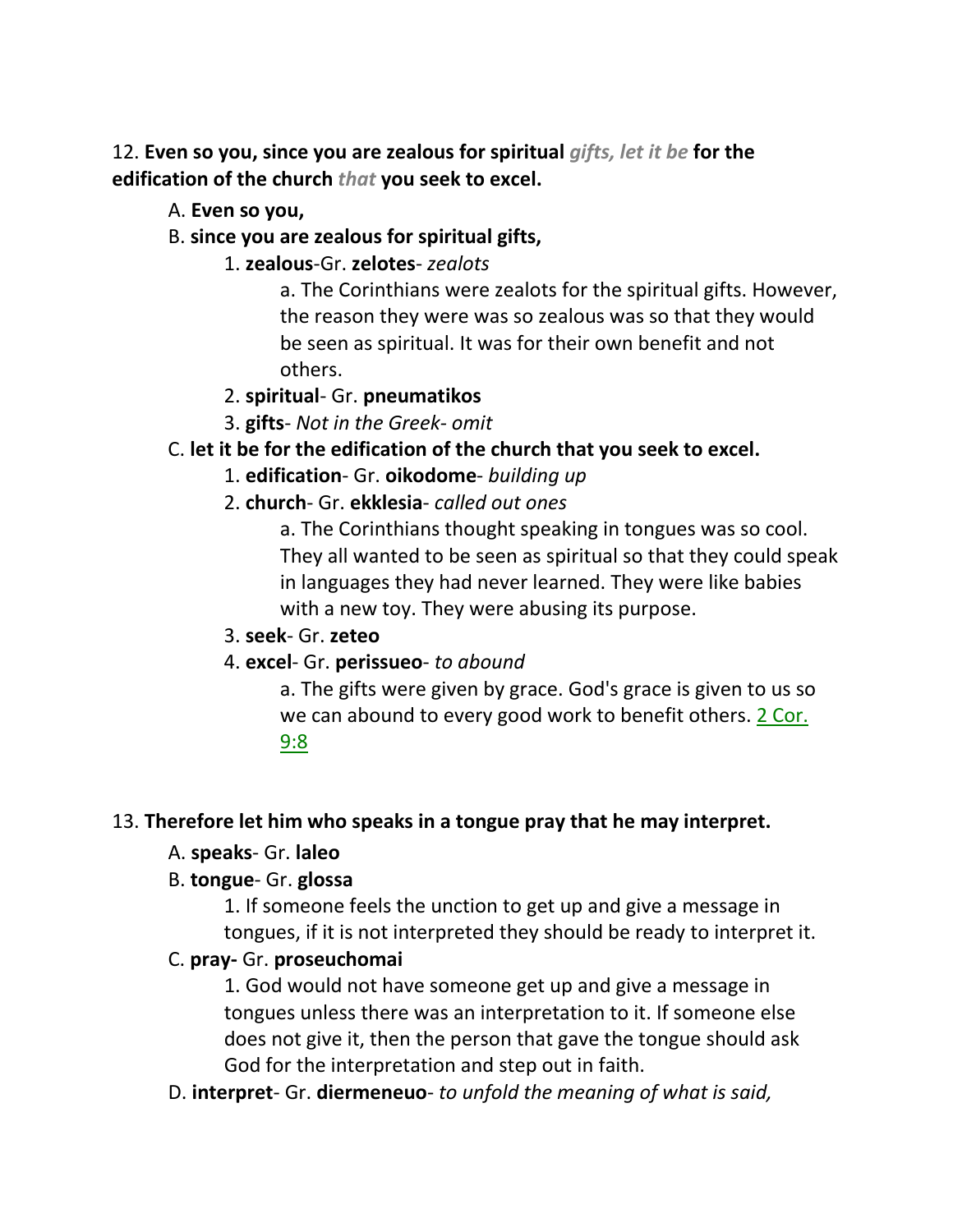12. **Even so you, since you are zealous for spiritual** ***gifts, let it be*** **for the edification of the church** ***that*** **you seek to excel.**

A. **Even so you,**

B. **since you are zealous for spiritual gifts,**

1. **zealous**-Gr. **zelotes**- *zealots*

   a. The Corinthians were zealots for the spiritual gifts. However, the reason they were was so zealous was so that they would be seen as spiritual. It was for their own benefit and not others.

2. **spiritual**- Gr. **pneumatikos**

3. **gifts**- *Not in the Greek- omit*

C. **let it be for the edification of the church that you seek to excel.**

1. **edification**- Gr. **oikodome**- *building up*

2. **church**- Gr. **ekklesia**- *called out ones*

   a. The Corinthians thought speaking in tongues was so cool. They all wanted to be seen as spiritual so that they could speak in languages they had never learned. They were like babies with a new toy. They were abusing its purpose.

3. **seek**- Gr. **zeteo**

4. **excel**- Gr. **perissueo**- *to abound*

   a. The gifts were given by grace. God's grace is given to us so we can abound to every good work to benefit others. 2 Cor. 9:8

13. **Therefore let him who speaks in a tongue pray that he may interpret.**

A. **speaks**- Gr. **laleo**

B. **tongue**- Gr. **glossa**

1. If someone feels the unction to get up and give a message in tongues, if it is not interpreted they should be ready to interpret it.

C. **pray-** Gr. **proseuchomai**

1. God would not have someone get up and give a message in tongues unless there was an interpretation to it. If someone else does not give it, then the person that gave the tongue should ask God for the interpretation and step out in faith.

D. **interpret**- Gr. **diermeneuo**- *to unfold the meaning of what is said,*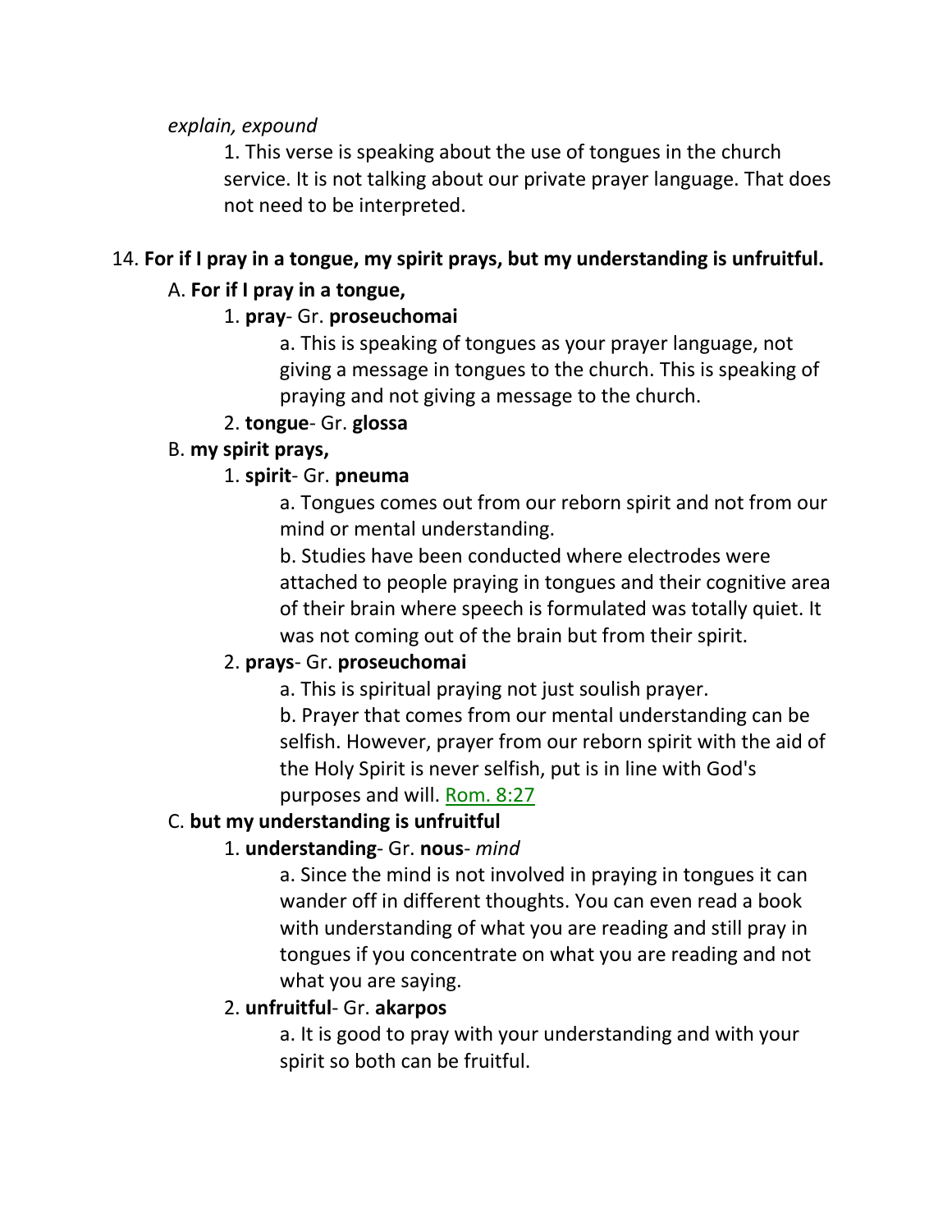*explain, expound*

1. This verse is speaking about the use of tongues in the church service. It is not talking about our private prayer language. That does not need to be interpreted.

14. **For if I pray in a tongue, my spirit prays, but my understanding is unfruitful.**

A. **For if I pray in a tongue,**

1. **pray**- Gr. **proseuchomai**

a. This is speaking of tongues as your prayer language, not giving a message in tongues to the church. This is speaking of praying and not giving a message to the church.

2. **tongue**- Gr. **glossa**

B. **my spirit prays,**

1. **spirit**- Gr. **pneuma**

a. Tongues comes out from our reborn spirit and not from our mind or mental understanding.

b. Studies have been conducted where electrodes were attached to people praying in tongues and their cognitive area of their brain where speech is formulated was totally quiet. It was not coming out of the brain but from their spirit.

2. **prays**- Gr. **proseuchomai**

a. This is spiritual praying not just soulish prayer.

b. Prayer that comes from our mental understanding can be selfish. However, prayer from our reborn spirit with the aid of the Holy Spirit is never selfish, put is in line with God's purposes and will. Rom. 8:27

C. **but my understanding is unfruitful**

1. **understanding**- Gr. **nous**- *mind*

a. Since the mind is not involved in praying in tongues it can wander off in different thoughts. You can even read a book with understanding of what you are reading and still pray in tongues if you concentrate on what you are reading and not what you are saying.

2. **unfruitful**- Gr. **akarpos**

a. It is good to pray with your understanding and with your spirit so both can be fruitful.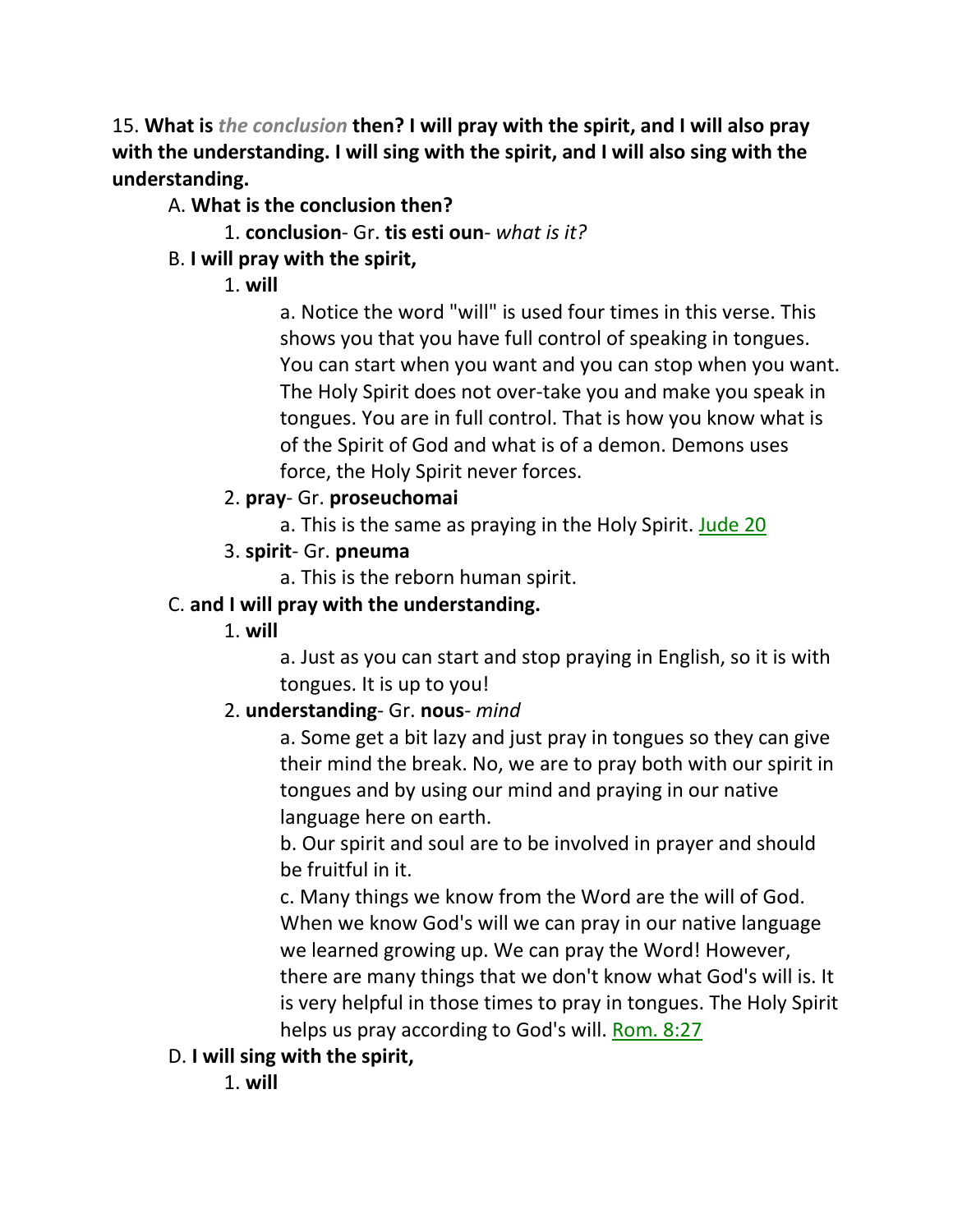15. **What is *the conclusion* then? I will pray with the spirit, and I will also pray with the understanding. I will sing with the spirit, and I will also sing with the understanding.**

A. **What is the conclusion then?**

1. **conclusion**- Gr. **tis esti oun**- *what is it?*

B. **I will pray with the spirit,**

1. **will**

a. Notice the word "will" is used four times in this verse. This shows you that you have full control of speaking in tongues. You can start when you want and you can stop when you want. The Holy Spirit does not over-take you and make you speak in tongues. You are in full control. That is how you know what is of the Spirit of God and what is of a demon. Demons uses force, the Holy Spirit never forces.

2. **pray**- Gr. **proseuchomai**

a. This is the same as praying in the Holy Spirit. Jude 20

3. **spirit**- Gr. **pneuma**

a. This is the reborn human spirit.

C. **and I will pray with the understanding.**

1. **will**

a. Just as you can start and stop praying in English, so it is with tongues. It is up to you!

2. **understanding**- Gr. **nous**- *mind*

a. Some get a bit lazy and just pray in tongues so they can give their mind the break. No, we are to pray both with our spirit in tongues and by using our mind and praying in our native language here on earth.

b. Our spirit and soul are to be involved in prayer and should be fruitful in it.

c. Many things we know from the Word are the will of God. When we know God's will we can pray in our native language we learned growing up. We can pray the Word! However, there are many things that we don't know what God's will is. It is very helpful in those times to pray in tongues. The Holy Spirit helps us pray according to God's will. Rom. 8:27

D. **I will sing with the spirit,**

1. **will**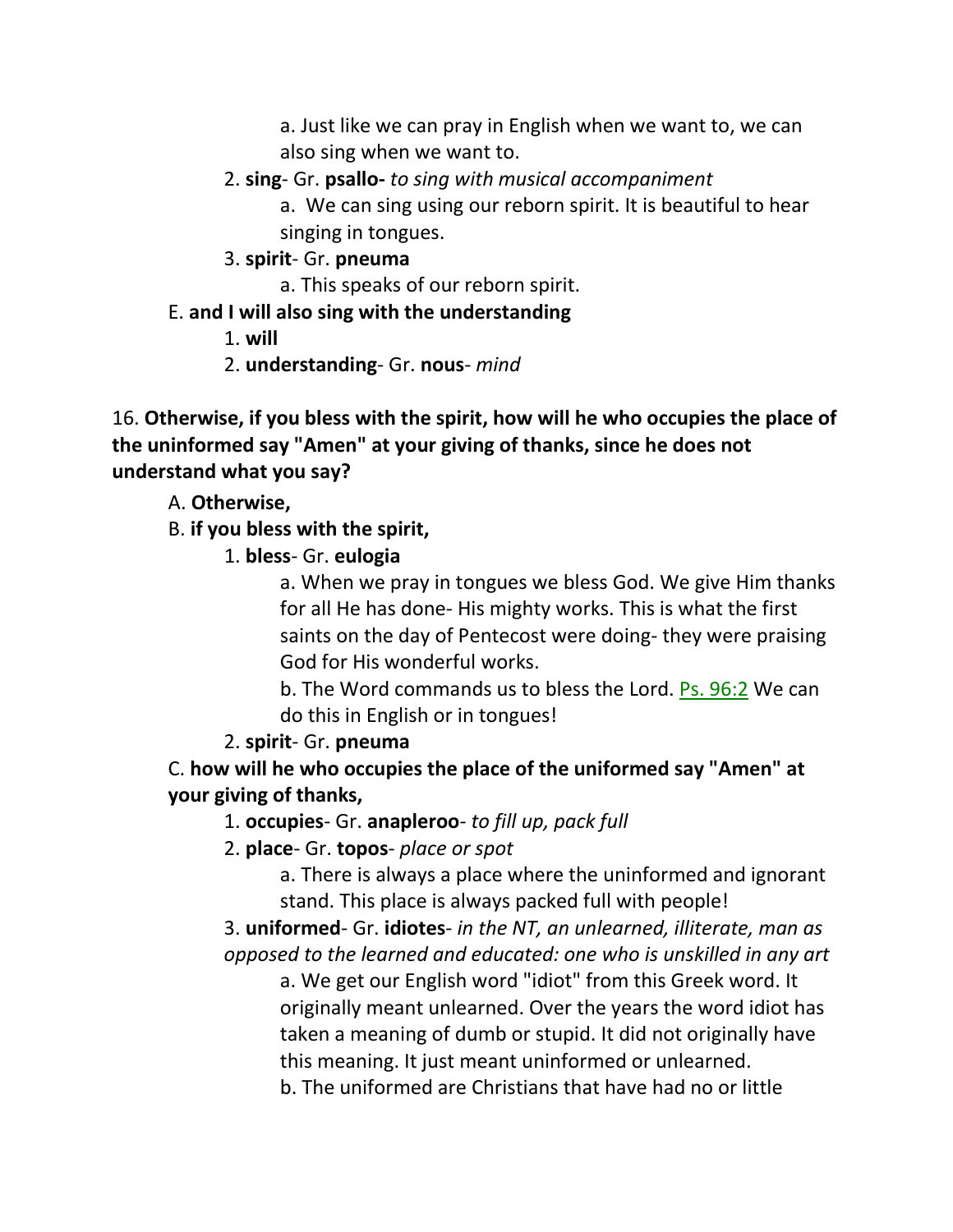a. Just like we can pray in English when we want to, we can also sing when we want to.

2. **sing**- Gr. **psallo-** *to sing with musical accompaniment*

a. We can sing using our reborn spirit. It is beautiful to hear singing in tongues.

3. **spirit**- Gr. **pneuma**

a. This speaks of our reborn spirit.

E. **and I will also sing with the understanding**

1. **will**

2. **understanding**- Gr. **nous**- *mind*

16. **Otherwise, if you bless with the spirit, how will he who occupies the place of the uninformed say "Amen" at your giving of thanks, since he does not understand what you say?**

A. **Otherwise,**

B. **if you bless with the spirit,**

1. **bless**- Gr. **eulogia**

a. When we pray in tongues we bless God. We give Him thanks for all He has done- His mighty works. This is what the first saints on the day of Pentecost were doing- they were praising God for His wonderful works.

b. The Word commands us to bless the Lord. Ps. 96:2 We can do this in English or in tongues!

2. **spirit**- Gr. **pneuma**

C. **how will he who occupies the place of the uniformed say "Amen" at your giving of thanks,**

1. **occupies**- Gr. **anapleroo**- *to fill up, pack full*

2. **place**- Gr. **topos**- *place or spot*

a. There is always a place where the uninformed and ignorant stand. This place is always packed full with people!

3. **uniformed**- Gr. **idiotes**- *in the NT, an unlearned, illiterate, man as opposed to the learned and educated: one who is unskilled in any art*

a. We get our English word "idiot" from this Greek word. It originally meant unlearned. Over the years the word idiot has taken a meaning of dumb or stupid. It did not originally have this meaning. It just meant uninformed or unlearned.

b. The uniformed are Christians that have had no or little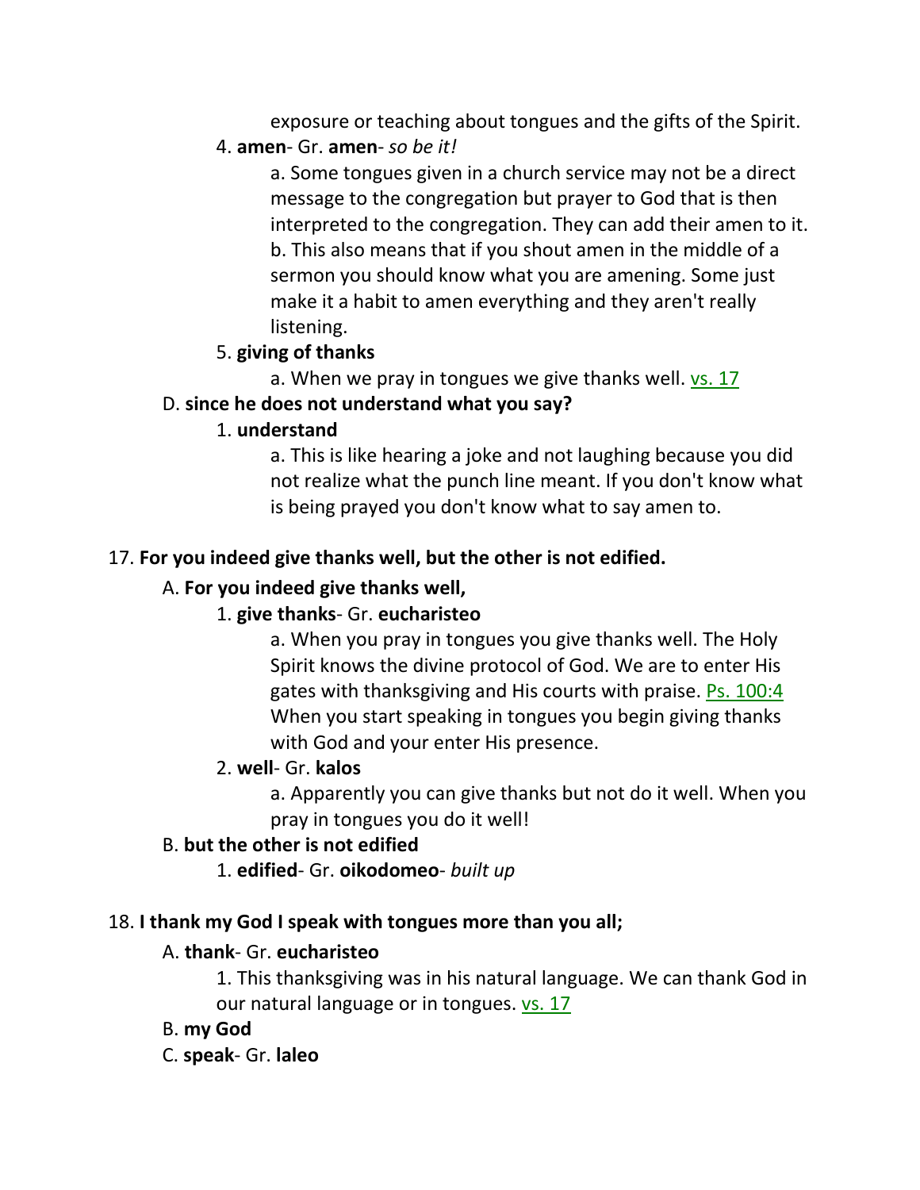exposure or teaching about tongues and the gifts of the Spirit.

4. **amen**- Gr. **amen**- *so be it!*

    a. Some tongues given in a church service may not be a direct message to the congregation but prayer to God that is then interpreted to the congregation. They can add their amen to it.
    b. This also means that if you shout amen in the middle of a sermon you should know what you are amening. Some just make it a habit to amen everything and they aren't really listening.

5. **giving of thanks**

    a. When we pray in tongues we give thanks well. vs. 17

D. **since he does not understand what you say?**

1. **understand**

    a. This is like hearing a joke and not laughing because you did not realize what the punch line meant. If you don't know what is being prayed you don't know what to say amen to.

17. **For you indeed give thanks well, but the other is not edified.**

A. **For you indeed give thanks well,**

1. **give thanks**- Gr. **eucharisteo**

    a. When you pray in tongues you give thanks well. The Holy Spirit knows the divine protocol of God. We are to enter His gates with thanksgiving and His courts with praise. Ps. 100:4 When you start speaking in tongues you begin giving thanks with God and your enter His presence.

2. **well**- Gr. **kalos**

    a. Apparently you can give thanks but not do it well. When you pray in tongues you do it well!

B. **but the other is not edified**

1. **edified**- Gr. **oikodomeo**- *built up*

18. **I thank my God I speak with tongues more than you all;**

A. **thank**- Gr. **eucharisteo**

1. This thanksgiving was in his natural language. We can thank God in our natural language or in tongues. vs. 17

B. **my God**

C. **speak**- Gr. **laleo**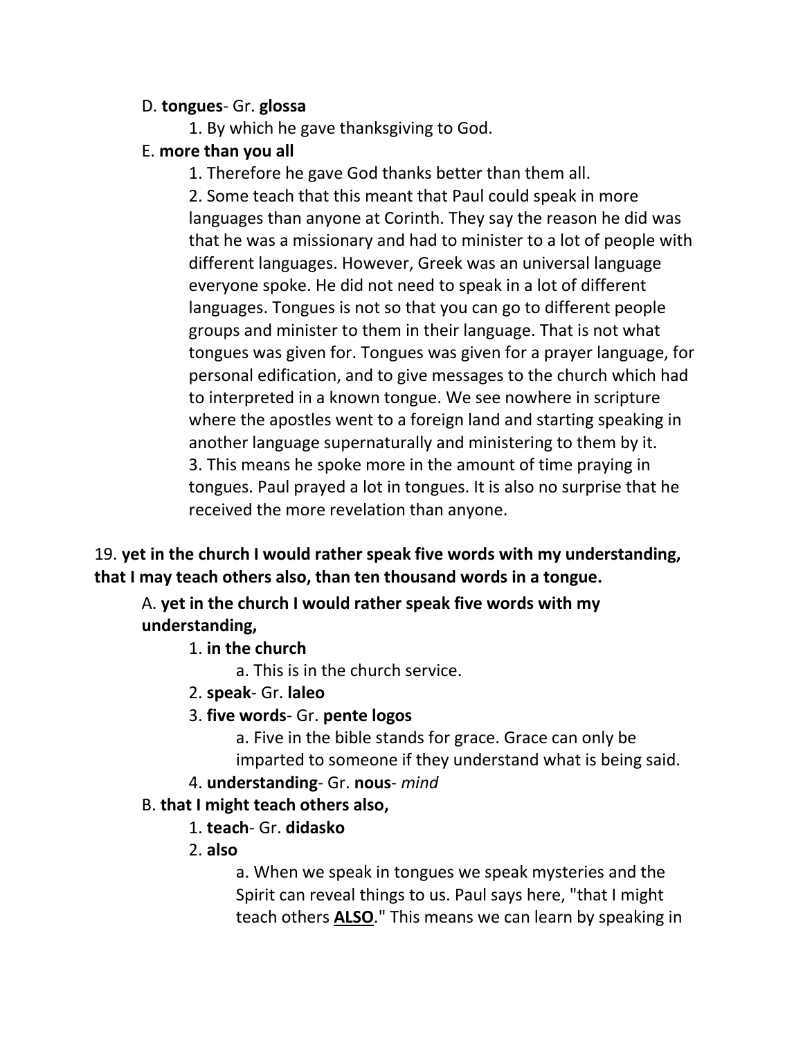D. **tongues**- Gr. **glossa**

1. By which he gave thanksgiving to God.

E. **more than you all**

1. Therefore he gave God thanks better than them all.
2. Some teach that this meant that Paul could speak in more languages than anyone at Corinth. They say the reason he did was that he was a missionary and had to minister to a lot of people with different languages. However, Greek was an universal language everyone spoke. He did not need to speak in a lot of different languages. Tongues is not so that you can go to different people groups and minister to them in their language. That is not what tongues was given for. Tongues was given for a prayer language, for personal edification, and to give messages to the church which had to interpreted in a known tongue. We see nowhere in scripture where the apostles went to a foreign land and starting speaking in another language supernaturally and ministering to them by it.
3. This means he spoke more in the amount of time praying in tongues. Paul prayed a lot in tongues. It is also no surprise that he received the more revelation than anyone.

19. **yet in the church I would rather speak five words with my understanding, that I may teach others also, than ten thousand words in a tongue.**

A. **yet in the church I would rather speak five words with my understanding,**

1. **in the church**
   a. This is in the church service.
2. **speak**- Gr. **laleo**
3. **five words**- Gr. **pente logos**
   a. Five in the bible stands for grace. Grace can only be imparted to someone if they understand what is being said.
4. **understanding**- Gr. **nous**- *mind*

B. **that I might teach others also,**

1. **teach**- Gr. **didasko**
2. **also**
   a. When we speak in tongues we speak mysteries and the Spirit can reveal things to us. Paul says here, "that I might teach others **ALSO**." This means we can learn by speaking in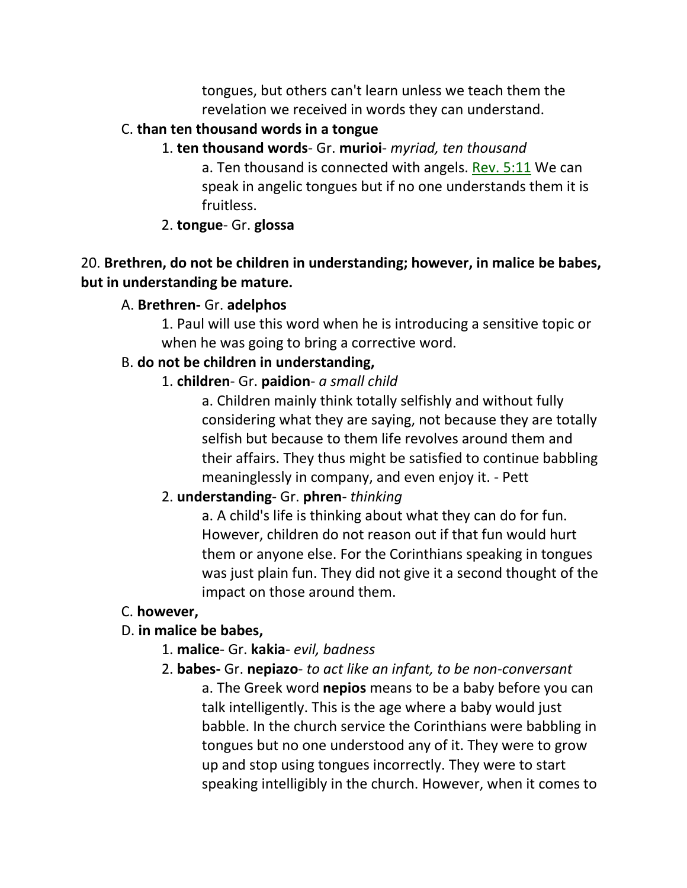tongues, but others can't learn unless we teach them the revelation we received in words they can understand.

C. **than ten thousand words in a tongue**

1. **ten thousand words**- Gr. **murioi**- *myriad, ten thousand*

a. Ten thousand is connected with angels. Rev. 5:11 We can speak in angelic tongues but if no one understands them it is fruitless.

2. **tongue**- Gr. **glossa**

20. **Brethren, do not be children in understanding; however, in malice be babes, but in understanding be mature.**

A. **Brethren-** Gr. **adelphos**

1. Paul will use this word when he is introducing a sensitive topic or when he was going to bring a corrective word.

B. **do not be children in understanding,**

1. **children**- Gr. **paidion**- *a small child*

a. Children mainly think totally selfishly and without fully considering what they are saying, not because they are totally selfish but because to them life revolves around them and their affairs. They thus might be satisfied to continue babbling meaninglessly in company, and even enjoy it. - Pett

2. **understanding**- Gr. **phren**- *thinking*

a. A child's life is thinking about what they can do for fun. However, children do not reason out if that fun would hurt them or anyone else. For the Corinthians speaking in tongues was just plain fun. They did not give it a second thought of the impact on those around them.

C. **however,**

D. **in malice be babes,**

1. **malice**- Gr. **kakia**- *evil, badness*

2. **babes-** Gr. **nepiazo**- *to act like an infant, to be non-conversant*

a. The Greek word **nepios** means to be a baby before you can talk intelligently. This is the age where a baby would just babble. In the church service the Corinthians were babbling in tongues but no one understood any of it. They were to grow up and stop using tongues incorrectly. They were to start speaking intelligibly in the church. However, when it comes to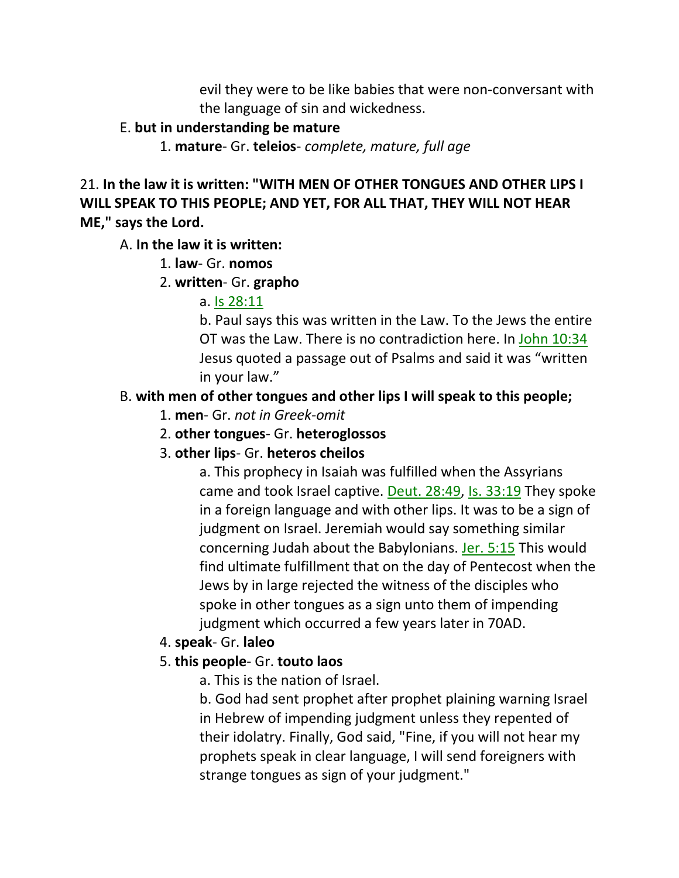evil they were to be like babies that were non-conversant with the language of sin and wickedness.

E. **but in understanding be mature**

1. **mature**- Gr. **teleios**- *complete, mature, full age*

21. **In the law it is written: "WITH MEN OF OTHER TONGUES AND OTHER LIPS I WILL SPEAK TO THIS PEOPLE; AND YET, FOR ALL THAT, THEY WILL NOT HEAR ME," says the Lord.**

A. **In the law it is written:**

1. **law**- Gr. **nomos**

2. **written**- Gr. **grapho**

a. Is 28:11

b. Paul says this was written in the Law. To the Jews the entire OT was the Law. There is no contradiction here. In John 10:34 Jesus quoted a passage out of Psalms and said it was "written in your law."

B. **with men of other tongues and other lips I will speak to this people;**

1. **men**- Gr. *not in Greek-omit*

2. **other tongues**- Gr. **heteroglossos**

3. **other lips**- Gr. **heteros cheilos**

a. This prophecy in Isaiah was fulfilled when the Assyrians came and took Israel captive. Deut. 28:49, Is. 33:19 They spoke in a foreign language and with other lips. It was to be a sign of judgment on Israel. Jeremiah would say something similar concerning Judah about the Babylonians. Jer. 5:15 This would find ultimate fulfillment that on the day of Pentecost when the Jews by in large rejected the witness of the disciples who spoke in other tongues as a sign unto them of impending judgment which occurred a few years later in 70AD.

4. **speak**- Gr. **laleo**

5. **this people**- Gr. **touto laos**

a. This is the nation of Israel.

b. God had sent prophet after prophet plaining warning Israel in Hebrew of impending judgment unless they repented of their idolatry. Finally, God said, "Fine, if you will not hear my prophets speak in clear language, I will send foreigners with strange tongues as sign of your judgment."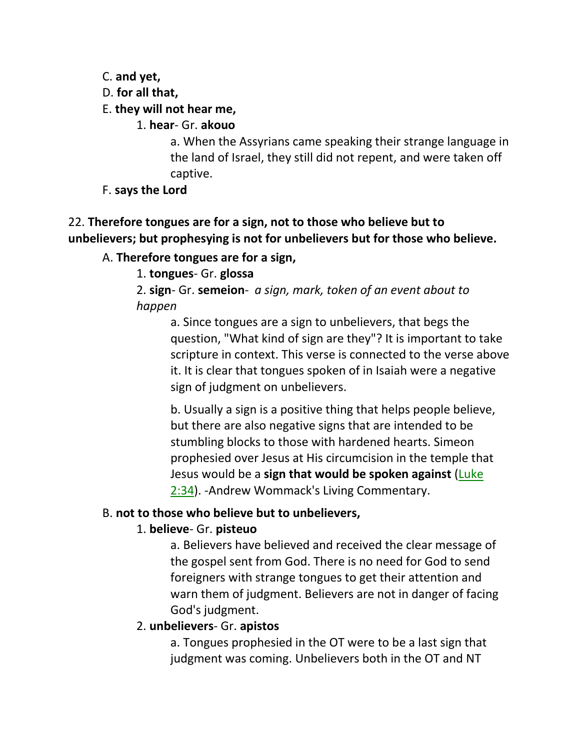C. **and yet,**

D. **for all that,**

E. **they will not hear me,**

1. **hear**- Gr. **akouo**

a. When the Assyrians came speaking their strange language in the land of Israel, they still did not repent, and were taken off captive.

F. **says the Lord**

22. **Therefore tongues are for a sign, not to those who believe but to unbelievers; but prophesying is not for unbelievers but for those who believe.**

A. **Therefore tongues are for a sign,**

1. **tongues**- Gr. **glossa**

2. **sign**- Gr. **semeion**- *a sign, mark, token of an event about to happen*

a. Since tongues are a sign to unbelievers, that begs the question, "What kind of sign are they"? It is important to take scripture in context. This verse is connected to the verse above it. It is clear that tongues spoken of in Isaiah were a negative sign of judgment on unbelievers.

b. Usually a sign is a positive thing that helps people believe, but there are also negative signs that are intended to be stumbling blocks to those with hardened hearts. Simeon prophesied over Jesus at His circumcision in the temple that Jesus would be a **sign that would be spoken against** (Luke 2:34). -Andrew Wommack's Living Commentary.

B. **not to those who believe but to unbelievers,**

1. **believe**- Gr. **pisteuo**

a. Believers have believed and received the clear message of the gospel sent from God. There is no need for God to send foreigners with strange tongues to get their attention and warn them of judgment. Believers are not in danger of facing God's judgment.

2. **unbelievers**- Gr. **apistos**

a. Tongues prophesied in the OT were to be a last sign that judgment was coming. Unbelievers both in the OT and NT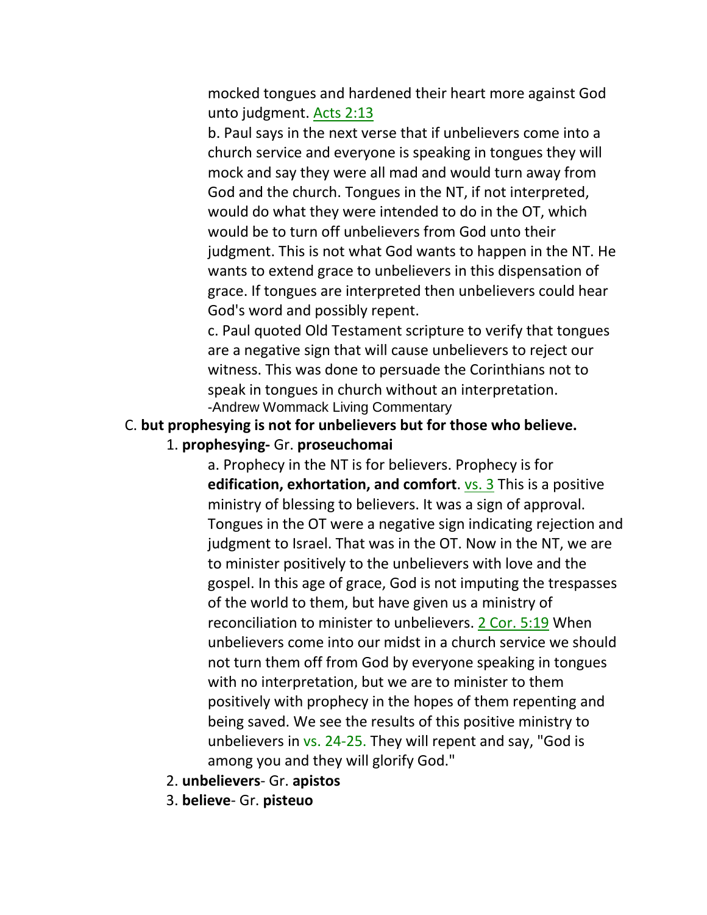mocked tongues and hardened their heart more against God unto judgment. Acts 2:13

b. Paul says in the next verse that if unbelievers come into a church service and everyone is speaking in tongues they will mock and say they were all mad and would turn away from God and the church. Tongues in the NT, if not interpreted, would do what they were intended to do in the OT, which would be to turn off unbelievers from God unto their judgment. This is not what God wants to happen in the NT. He wants to extend grace to unbelievers in this dispensation of grace. If tongues are interpreted then unbelievers could hear God's word and possibly repent.

c. Paul quoted Old Testament scripture to verify that tongues are a negative sign that will cause unbelievers to reject our witness. This was done to persuade the Corinthians not to speak in tongues in church without an interpretation.
-Andrew Wommack Living Commentary

C. **but prophesying is not for unbelievers but for those who believe.**

1. **prophesying-** Gr. **proseuchomai**

a. Prophecy in the NT is for believers. Prophecy is for **edification, exhortation, and comfort**. vs. 3 This is a positive ministry of blessing to believers. It was a sign of approval. Tongues in the OT were a negative sign indicating rejection and judgment to Israel. That was in the OT. Now in the NT, we are to minister positively to the unbelievers with love and the gospel. In this age of grace, God is not imputing the trespasses of the world to them, but have given us a ministry of reconciliation to minister to unbelievers. 2 Cor. 5:19 When unbelievers come into our midst in a church service we should not turn them off from God by everyone speaking in tongues with no interpretation, but we are to minister to them positively with prophecy in the hopes of them repenting and being saved. We see the results of this positive ministry to unbelievers in vs. 24-25. They will repent and say, "God is among you and they will glorify God."

2. **unbelievers**- Gr. **apistos**

3. **believe**- Gr. **pisteuo**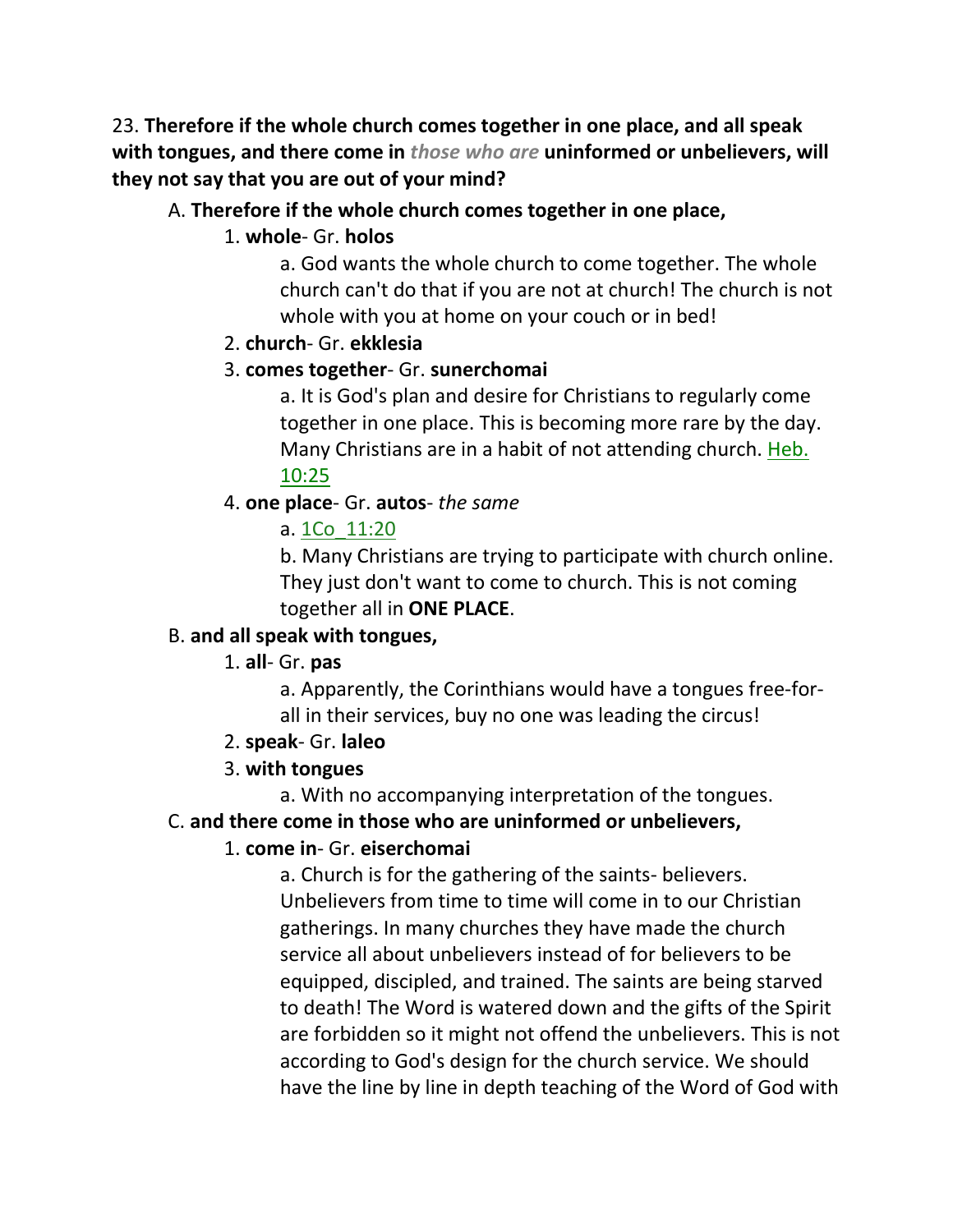23. **Therefore if the whole church comes together in one place, and all speak with tongues, and there come in *those who are* uninformed or unbelievers, will they not say that you are out of your mind?**

A. **Therefore if the whole church comes together in one place,**

1. **whole**- Gr. **holos**

a. God wants the whole church to come together. The whole church can't do that if you are not at church! The church is not whole with you at home on your couch or in bed!

2. **church**- Gr. **ekklesia**

3. **comes together**- Gr. **sunerchomai**

a. It is God's plan and desire for Christians to regularly come together in one place. This is becoming more rare by the day. Many Christians are in a habit of not attending church. Heb. 10:25

4. **one place**- Gr. **autos**- *the same*

a. 1Co_11:20

b. Many Christians are trying to participate with church online. They just don't want to come to church. This is not coming together all in **ONE PLACE**.

B. **and all speak with tongues,**

1. **all**- Gr. **pas**

a. Apparently, the Corinthians would have a tongues free-for-all in their services, buy no one was leading the circus!

2. **speak**- Gr. **laleo**

3. **with tongues**

a. With no accompanying interpretation of the tongues.

C. **and there come in those who are uninformed or unbelievers,**

1. **come in**- Gr. **eiserchomai**

a. Church is for the gathering of the saints- believers. Unbelievers from time to time will come in to our Christian gatherings. In many churches they have made the church service all about unbelievers instead of for believers to be equipped, discipled, and trained. The saints are being starved to death! The Word is watered down and the gifts of the Spirit are forbidden so it might not offend the unbelievers. This is not according to God's design for the church service. We should have the line by line in depth teaching of the Word of God with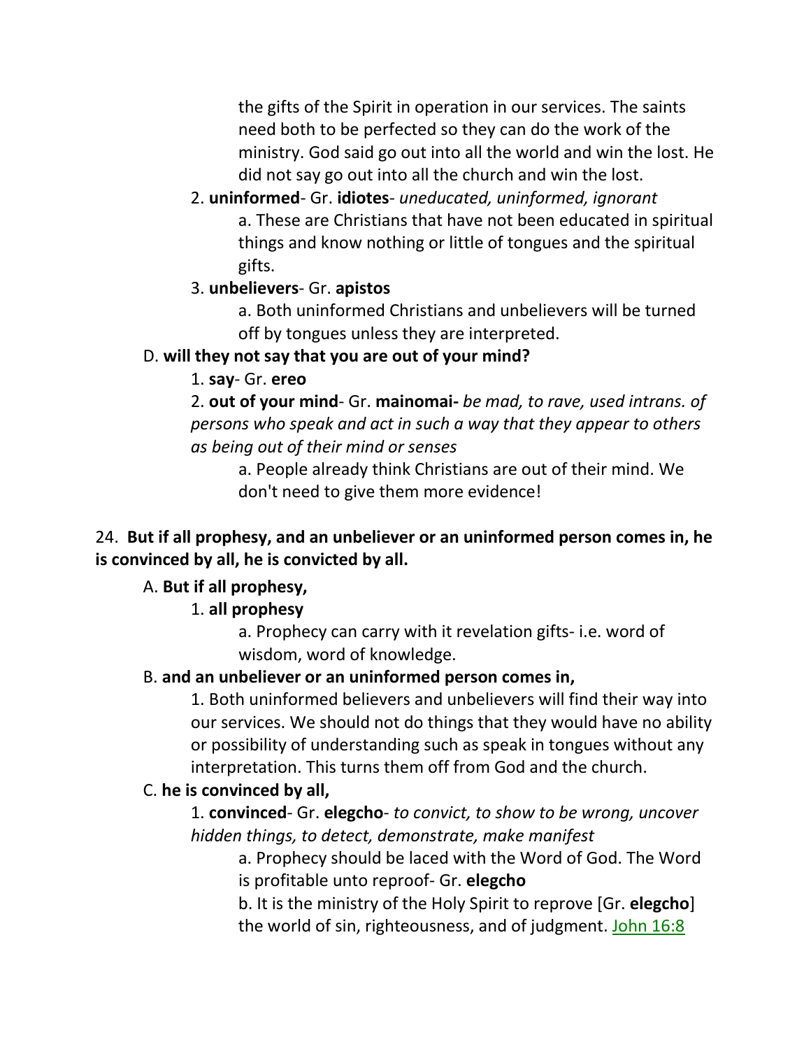the gifts of the Spirit in operation in our services. The saints need both to be perfected so they can do the work of the ministry. God said go out into all the world and win the lost. He did not say go out into all the church and win the lost.

2. **uninformed**- Gr. **idiotes**- *uneducated, uninformed, ignorant*

a. These are Christians that have not been educated in spiritual things and know nothing or little of tongues and the spiritual gifts.

3. **unbelievers**- Gr. **apistos**

a. Both uninformed Christians and unbelievers will be turned off by tongues unless they are interpreted.

D. **will they not say that you are out of your mind?**

1. **say**- Gr. **ereo**

2. **out of your mind**- Gr. **mainomai-** *be mad, to rave, used intrans. of persons who speak and act in such a way that they appear to others as being out of their mind or senses*

a. People already think Christians are out of their mind. We don't need to give them more evidence!

24. **But if all prophesy, and an unbeliever or an uninformed person comes in, he is convinced by all, he is convicted by all.**

A. **But if all prophesy,**

1. **all prophesy**

a. Prophecy can carry with it revelation gifts- i.e. word of wisdom, word of knowledge.

B. **and an unbeliever or an uninformed person comes in,**

1. Both uninformed believers and unbelievers will find their way into our services. We should not do things that they would have no ability or possibility of understanding such as speak in tongues without any interpretation. This turns them off from God and the church.

C. **he is convinced by all,**

1. **convinced**- Gr. **elegcho**- *to convict, to show to be wrong, uncover hidden things, to detect, demonstrate, make manifest*

a. Prophecy should be laced with the Word of God. The Word is profitable unto reproof- Gr. **elegcho**

b. It is the ministry of the Holy Spirit to reprove [Gr. **elegcho**] the world of sin, righteousness, and of judgment. John 16:8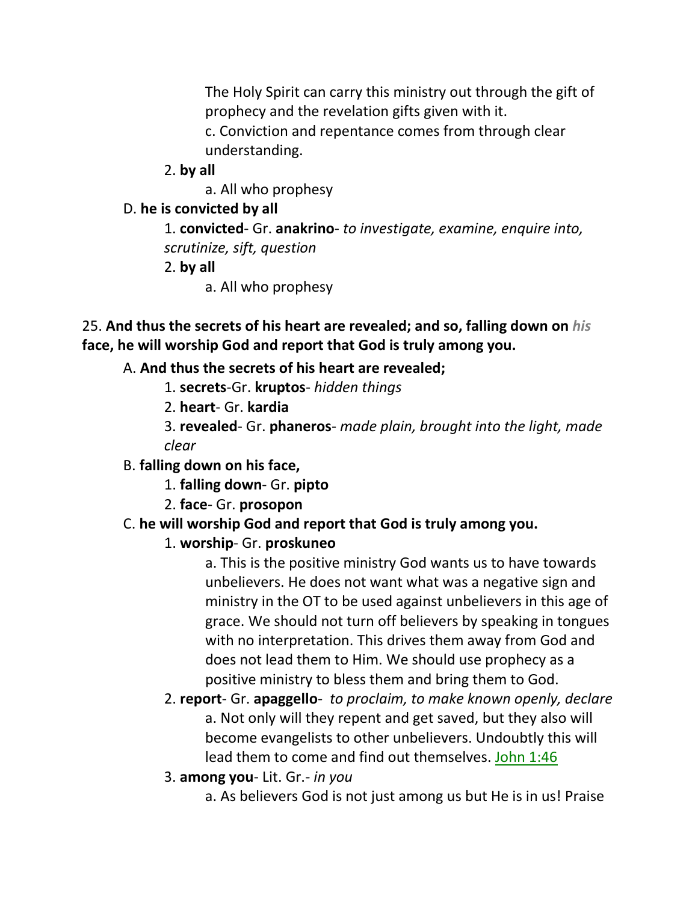The Holy Spirit can carry this ministry out through the gift of prophecy and the revelation gifts given with it.

c. Conviction and repentance comes from through clear understanding.

2. **by all**

a. All who prophesy

D. **he is convicted by all**

1. **convicted**- Gr. **anakrino**- *to investigate, examine, enquire into, scrutinize, sift, question*

2. **by all**

a. All who prophesy

25. **And thus the secrets of his heart are revealed; and so, falling down on *his* face, he will worship God and report that God is truly among you.**

A. **And thus the secrets of his heart are revealed;**

1. **secrets**-Gr. **kruptos**- *hidden things*

2. **heart**- Gr. **kardia**

3. **revealed**- Gr. **phaneros**- *made plain, brought into the light, made clear*

B. **falling down on his face,**

1. **falling down**- Gr. **pipto**

2. **face**- Gr. **prosopon**

C. **he will worship God and report that God is truly among you.**

1. **worship**- Gr. **proskuneo**

a. This is the positive ministry God wants us to have towards unbelievers. He does not want what was a negative sign and ministry in the OT to be used against unbelievers in this age of grace. We should not turn off believers by speaking in tongues with no interpretation. This drives them away from God and does not lead them to Him. We should use prophecy as a positive ministry to bless them and bring them to God.

2. **report**- Gr. **apaggello**- *to proclaim, to make known openly, declare*

a. Not only will they repent and get saved, but they also will become evangelists to other unbelievers. Undoubtly this will lead them to come and find out themselves. John 1:46

3. **among you**- Lit. Gr.- *in you*

a. As believers God is not just among us but He is in us! Praise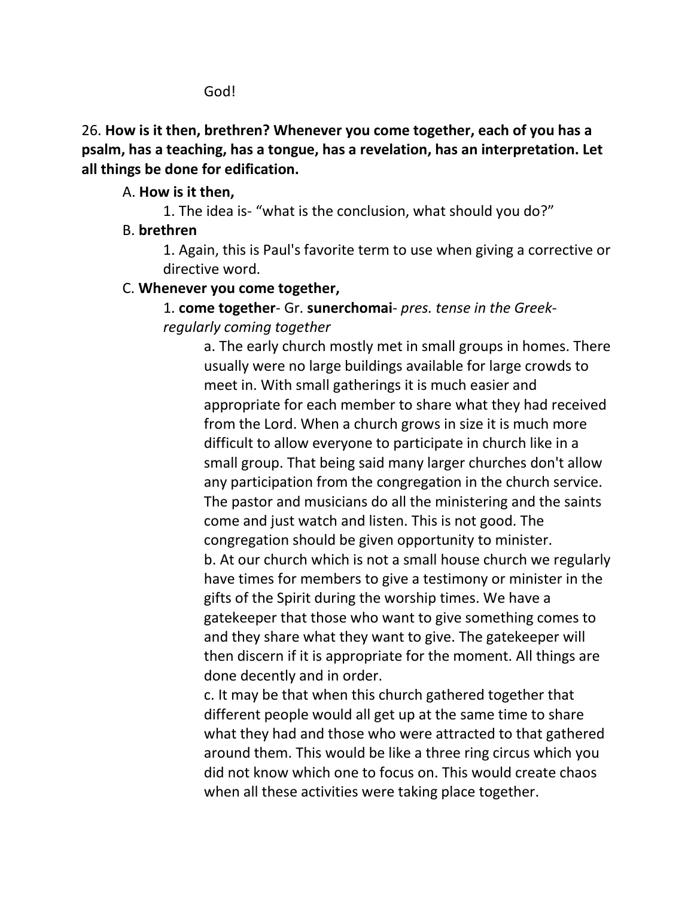God!

26. **How is it then, brethren? Whenever you come together, each of you has a psalm, has a teaching, has a tongue, has a revelation, has an interpretation. Let all things be done for edification.**

A. **How is it then,**

1. The idea is- "what is the conclusion, what should you do?"

B. **brethren**

1. Again, this is Paul's favorite term to use when giving a corrective or directive word.

C. **Whenever you come together,**

1. **come together**- Gr. **sunerchomai**- *pres. tense in the Greek- regularly coming together*

a. The early church mostly met in small groups in homes. There usually were no large buildings available for large crowds to meet in. With small gatherings it is much easier and appropriate for each member to share what they had received from the Lord. When a church grows in size it is much more difficult to allow everyone to participate in church like in a small group. That being said many larger churches don't allow any participation from the congregation in the church service. The pastor and musicians do all the ministering and the saints come and just watch and listen. This is not good. The congregation should be given opportunity to minister.

b. At our church which is not a small house church we regularly have times for members to give a testimony or minister in the gifts of the Spirit during the worship times. We have a gatekeeper that those who want to give something comes to and they share what they want to give. The gatekeeper will then discern if it is appropriate for the moment. All things are done decently and in order.

c. It may be that when this church gathered together that different people would all get up at the same time to share what they had and those who were attracted to that gathered around them. This would be like a three ring circus which you did not know which one to focus on. This would create chaos when all these activities were taking place together.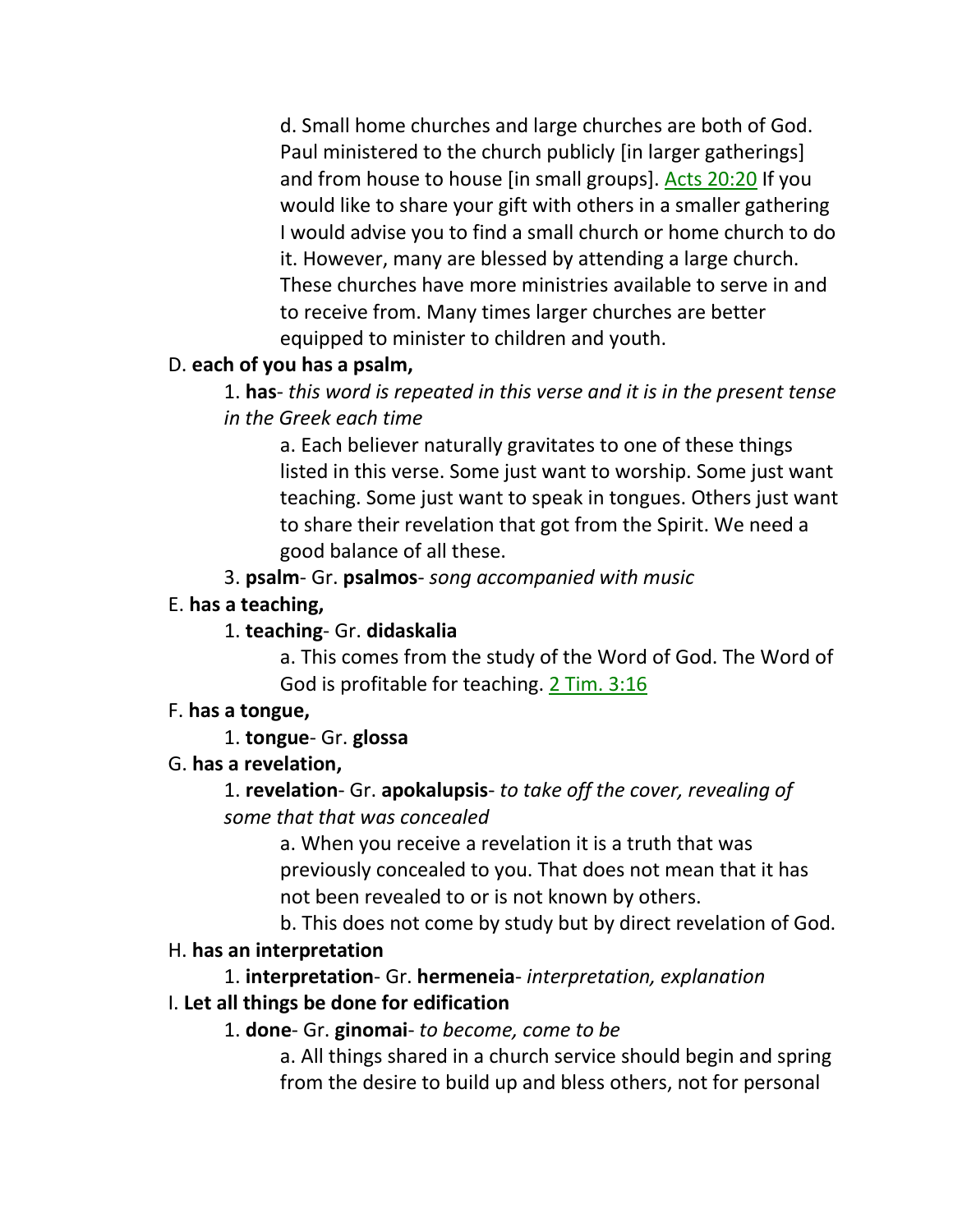d. Small home churches and large churches are both of God. Paul ministered to the church publicly [in larger gatherings] and from house to house [in small groups]. Acts 20:20 If you would like to share your gift with others in a smaller gathering I would advise you to find a small church or home church to do it. However, many are blessed by attending a large church. These churches have more ministries available to serve in and to receive from. Many times larger churches are better equipped to minister to children and youth.

D. **each of you has a psalm,**

1. **has**- *this word is repeated in this verse and it is in the present tense in the Greek each time*

a. Each believer naturally gravitates to one of these things listed in this verse. Some just want to worship. Some just want teaching. Some just want to speak in tongues. Others just want to share their revelation that got from the Spirit. We need a good balance of all these.

3. **psalm**- Gr. **psalmos**- *song accompanied with music*

E. **has a teaching,**

1. **teaching**- Gr. **didaskalia**

a. This comes from the study of the Word of God. The Word of God is profitable for teaching. 2 Tim. 3:16

F. **has a tongue,**

1. **tongue**- Gr. **glossa**

G. **has a revelation,**

1. **revelation**- Gr. **apokalupsis**- *to take off the cover, revealing of some that that was concealed*

a. When you receive a revelation it is a truth that was previously concealed to you. That does not mean that it has not been revealed to or is not known by others.

b. This does not come by study but by direct revelation of God.

H. **has an interpretation**

1. **interpretation**- Gr. **hermeneia**- *interpretation, explanation*

I. **Let all things be done for edification**

1. **done**- Gr. **ginomai**- *to become, come to be*

a. All things shared in a church service should begin and spring from the desire to build up and bless others, not for personal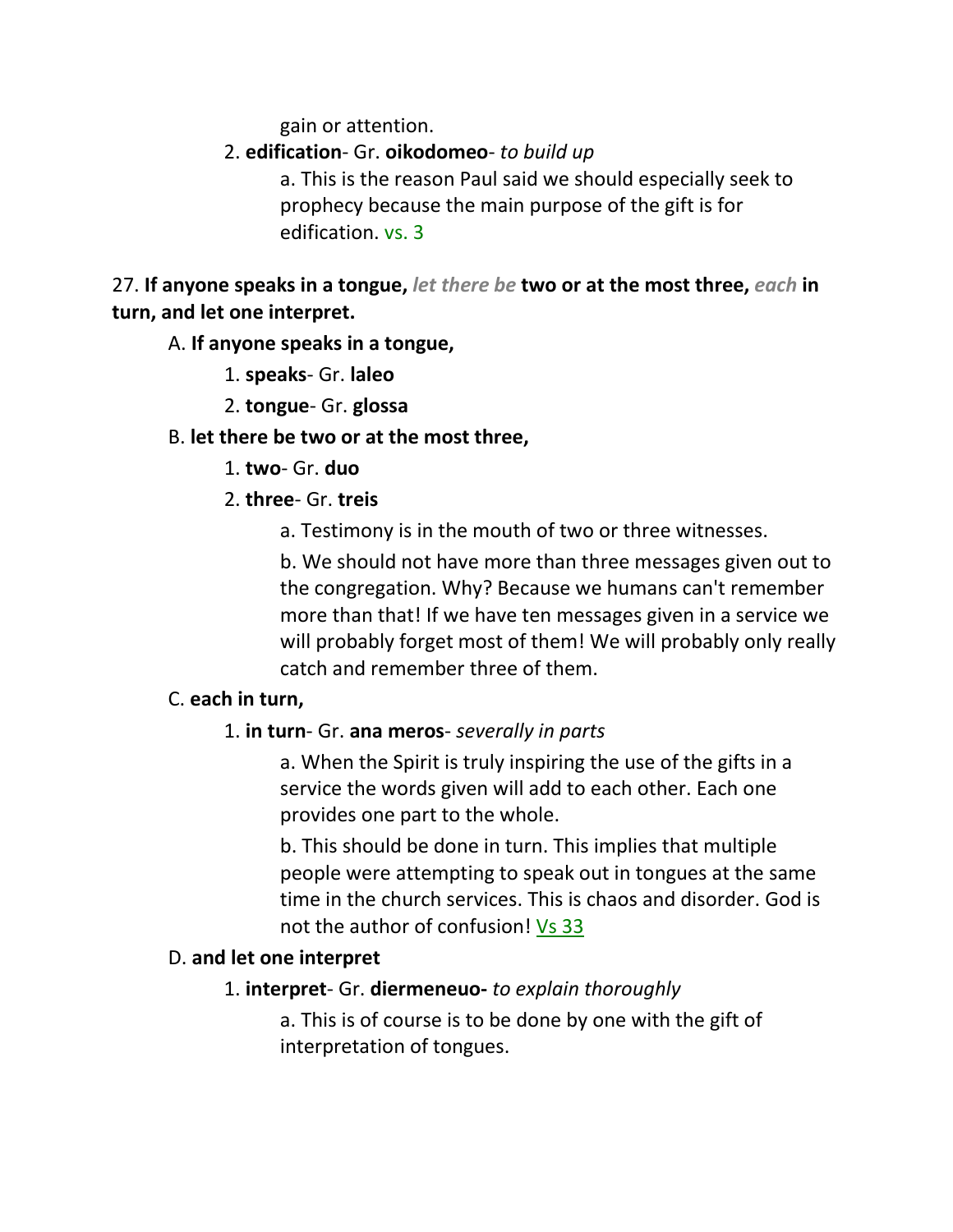gain or attention.

2. **edification**- Gr. **oikodomeo**- *to build up*

   a. This is the reason Paul said we should especially seek to prophecy because the main purpose of the gift is for edification. vs. 3

27. **If anyone speaks in a tongue,** ***let there be*** **two or at the most three,** ***each*** **in turn, and let one interpret.**

A. **If anyone speaks in a tongue,**

1. **speaks**- Gr. **laleo**

2. **tongue**- Gr. **glossa**

B. **let there be two or at the most three,**

1. **two**- Gr. **duo**

2. **three**- Gr. **treis**

   a. Testimony is in the mouth of two or three witnesses.

   b. We should not have more than three messages given out to the congregation. Why? Because we humans can't remember more than that! If we have ten messages given in a service we will probably forget most of them! We will probably only really catch and remember three of them.

C. **each in turn,**

1. **in turn**- Gr. **ana meros**- *severally in parts*

   a. When the Spirit is truly inspiring the use of the gifts in a service the words given will add to each other. Each one provides one part to the whole.

   b. This should be done in turn. This implies that multiple people were attempting to speak out in tongues at the same time in the church services. This is chaos and disorder. God is not the author of confusion! Vs 33

D. **and let one interpret**

1. **interpret**- Gr. **diermeneuo-** *to explain thoroughly*

   a. This is of course is to be done by one with the gift of interpretation of tongues.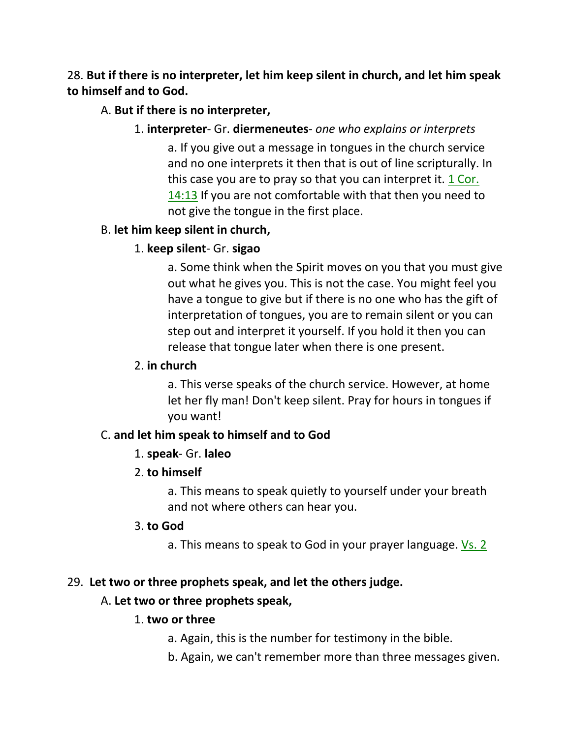28. **But if there is no interpreter, let him keep silent in church, and let him speak to himself and to God.**

A. **But if there is no interpreter,**

1. **interpreter**- Gr. **diermeneutes**- *one who explains or interprets*

a. If you give out a message in tongues in the church service and no one interprets it then that is out of line scripturally. In this case you are to pray so that you can interpret it. 1 Cor. 14:13 If you are not comfortable with that then you need to not give the tongue in the first place.

B. **let him keep silent in church,**

1. **keep silent**- Gr. **sigao**

a. Some think when the Spirit moves on you that you must give out what he gives you. This is not the case. You might feel you have a tongue to give but if there is no one who has the gift of interpretation of tongues, you are to remain silent or you can step out and interpret it yourself. If you hold it then you can release that tongue later when there is one present.

2. **in church**

a. This verse speaks of the church service. However, at home let her fly man! Don't keep silent. Pray for hours in tongues if you want!

C. **and let him speak to himself and to God**

1. **speak**- Gr. **laleo**

2. **to himself**

a. This means to speak quietly to yourself under your breath and not where others can hear you.

3. **to God**

a. This means to speak to God in your prayer language. Vs. 2

29. **Let two or three prophets speak, and let the others judge.**

A. **Let two or three prophets speak,**

1. **two or three**

a. Again, this is the number for testimony in the bible.

b. Again, we can't remember more than three messages given.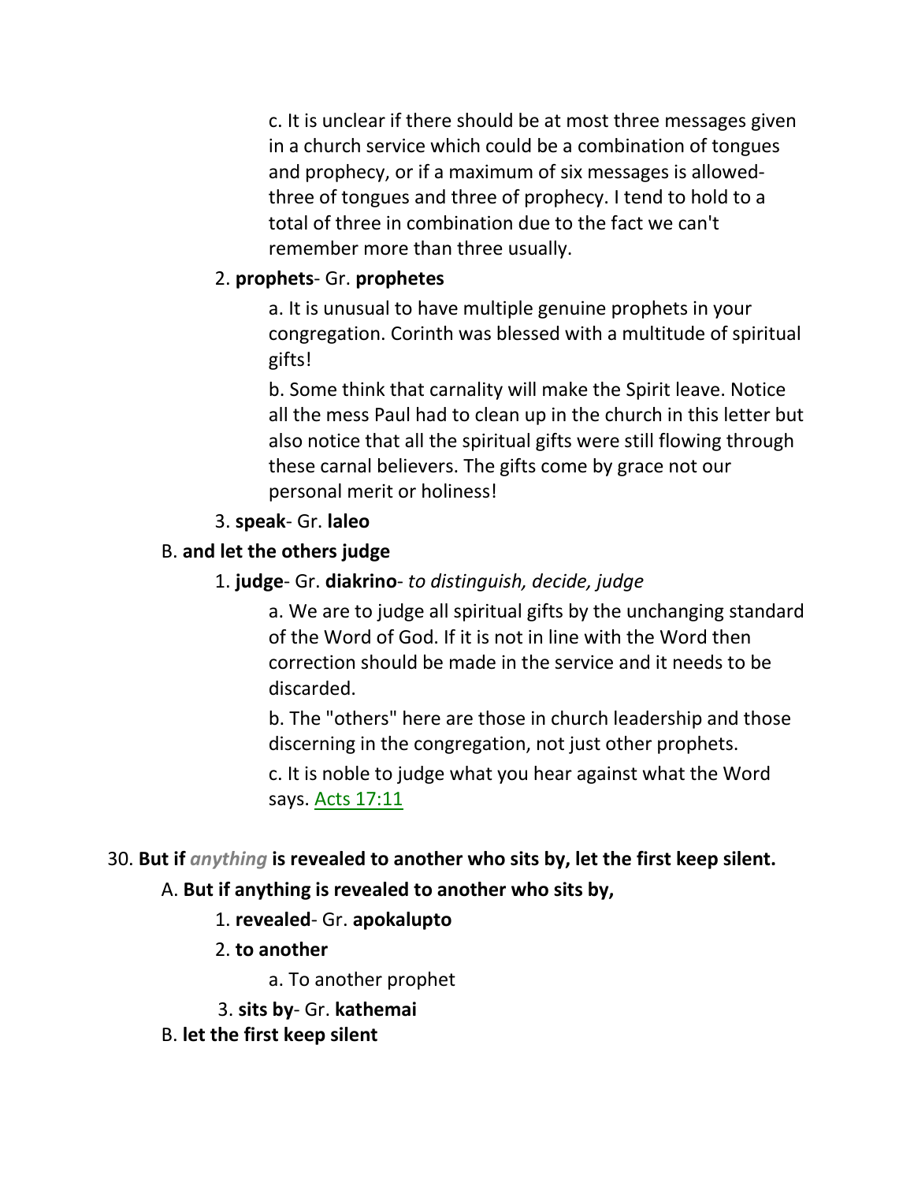c. It is unclear if there should be at most three messages given in a church service which could be a combination of tongues and prophecy, or if a maximum of six messages is allowed- three of tongues and three of prophecy. I tend to hold to a total of three in combination due to the fact we can't remember more than three usually.

2. **prophets**- Gr. **prophetes**

a. It is unusual to have multiple genuine prophets in your congregation. Corinth was blessed with a multitude of spiritual gifts!

b. Some think that carnality will make the Spirit leave. Notice all the mess Paul had to clean up in the church in this letter but also notice that all the spiritual gifts were still flowing through these carnal believers. The gifts come by grace not our personal merit or holiness!

3. **speak**- Gr. **laleo**

B. **and let the others judge**

1. **judge**- Gr. **diakrino**- *to distinguish, decide, judge*

a. We are to judge all spiritual gifts by the unchanging standard of the Word of God. If it is not in line with the Word then correction should be made in the service and it needs to be discarded.

b. The "others" here are those in church leadership and those discerning in the congregation, not just other prophets.

c. It is noble to judge what you hear against what the Word says. Acts 17:11

30. **But if *anything* is revealed to another who sits by, let the first keep silent.**

A. **But if anything is revealed to another who sits by,**

1. **revealed**- Gr. **apokalupto**

2. **to another**

a. To another prophet

3. **sits by**- Gr. **kathemai**

B. **let the first keep silent**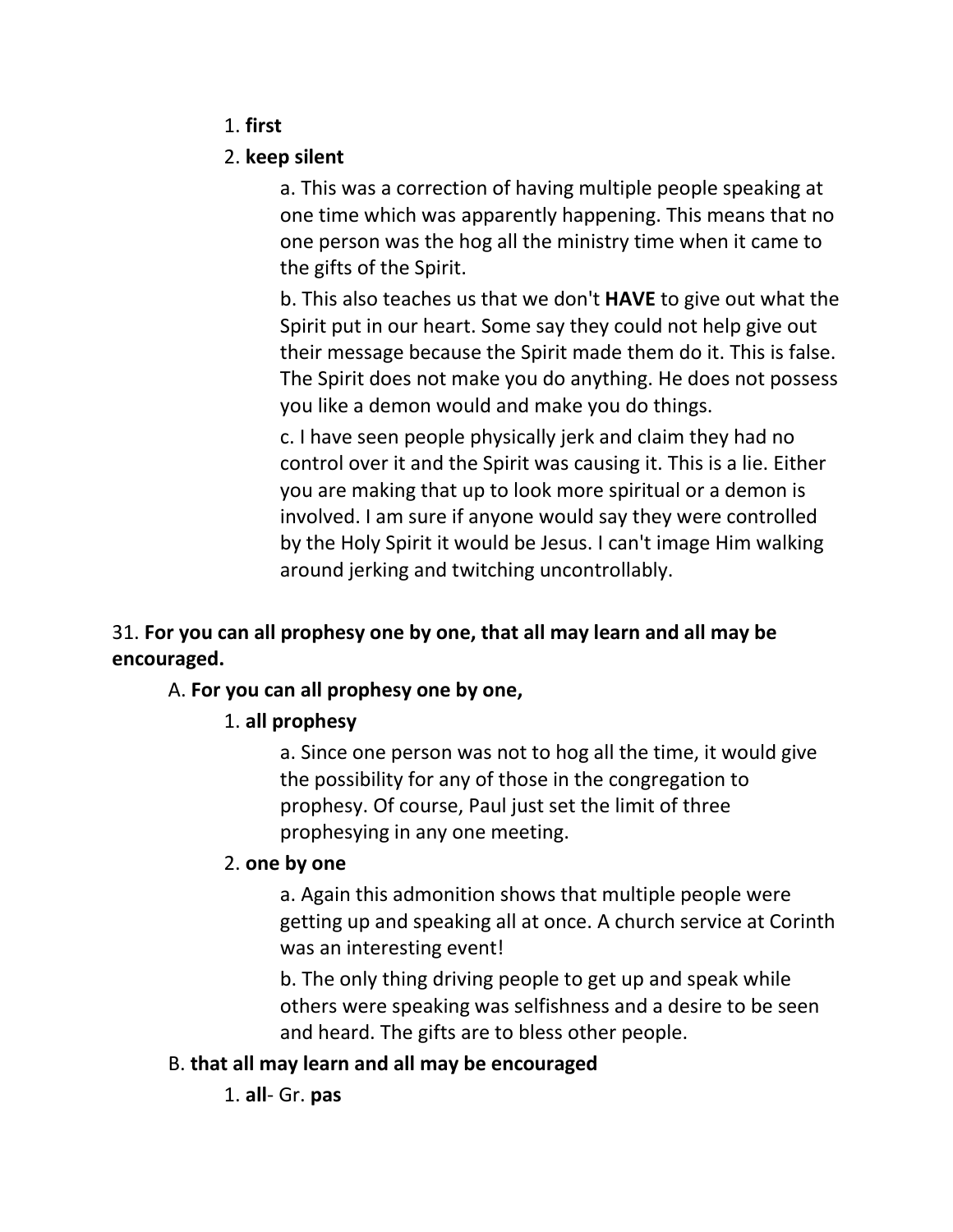1. **first**

2. **keep silent**

    a. This was a correction of having multiple people speaking at one time which was apparently happening. This means that no one person was the hog all the ministry time when it came to the gifts of the Spirit.

    b. This also teaches us that we don't **HAVE** to give out what the Spirit put in our heart. Some say they could not help give out their message because the Spirit made them do it. This is false. The Spirit does not make you do anything. He does not possess you like a demon would and make you do things.

    c. I have seen people physically jerk and claim they had no control over it and the Spirit was causing it. This is a lie. Either you are making that up to look more spiritual or a demon is involved. I am sure if anyone would say they were controlled by the Holy Spirit it would be Jesus. I can't image Him walking around jerking and twitching uncontrollably.

31. **For you can all prophesy one by one, that all may learn and all may be encouraged.**

A. **For you can all prophesy one by one,**

1. **all prophesy**

    a. Since one person was not to hog all the time, it would give the possibility for any of those in the congregation to prophesy. Of course, Paul just set the limit of three prophesying in any one meeting.

2. **one by one**

    a. Again this admonition shows that multiple people were getting up and speaking all at once. A church service at Corinth was an interesting event!

    b. The only thing driving people to get up and speak while others were speaking was selfishness and a desire to be seen and heard. The gifts are to bless other people.

B. **that all may learn and all may be encouraged**

1. **all**- Gr. **pas**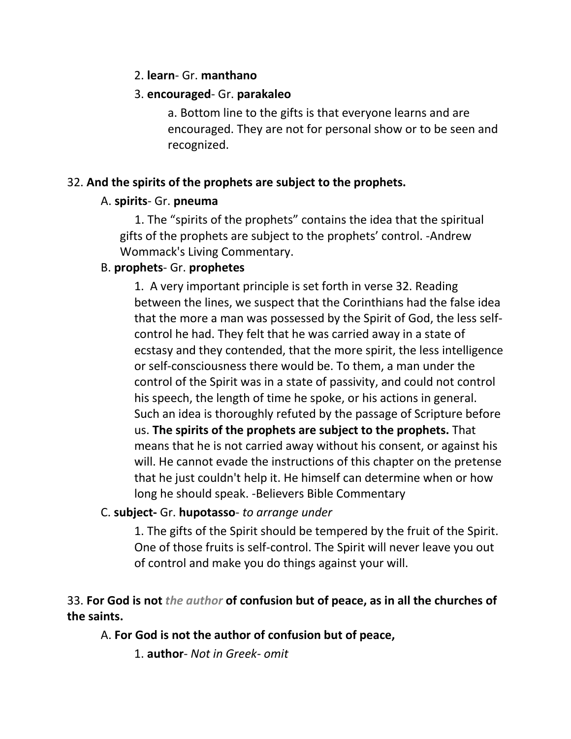2. **learn**- Gr. **manthano**

3. **encouraged**- Gr. **parakaleo**

a. Bottom line to the gifts is that everyone learns and are encouraged. They are not for personal show or to be seen and recognized.

32. **And the spirits of the prophets are subject to the prophets.**

A. **spirits**- Gr. **pneuma**

1. The "spirits of the prophets" contains the idea that the spiritual gifts of the prophets are subject to the prophets' control. -Andrew Wommack's Living Commentary.

B. **prophets**- Gr. **prophetes**

1. A very important principle is set forth in verse 32. Reading between the lines, we suspect that the Corinthians had the false idea that the more a man was possessed by the Spirit of God, the less self-control he had. They felt that he was carried away in a state of ecstasy and they contended, that the more spirit, the less intelligence or self-consciousness there would be. To them, a man under the control of the Spirit was in a state of passivity, and could not control his speech, the length of time he spoke, or his actions in general. Such an idea is thoroughly refuted by the passage of Scripture before us. **The spirits of the prophets are subject to the prophets.** That means that he is not carried away without his consent, or against his will. He cannot evade the instructions of this chapter on the pretense that he just couldn't help it. He himself can determine when or how long he should speak. -Believers Bible Commentary

C. **subject-** Gr. **hupotasso**- *to arrange under*

1. The gifts of the Spirit should be tempered by the fruit of the Spirit. One of those fruits is self-control. The Spirit will never leave you out of control and make you do things against your will.

33. **For God is not *the author* of confusion but of peace, as in all the churches of the saints.**

A. **For God is not the author of confusion but of peace,**

1. **author**- *Not in Greek- omit*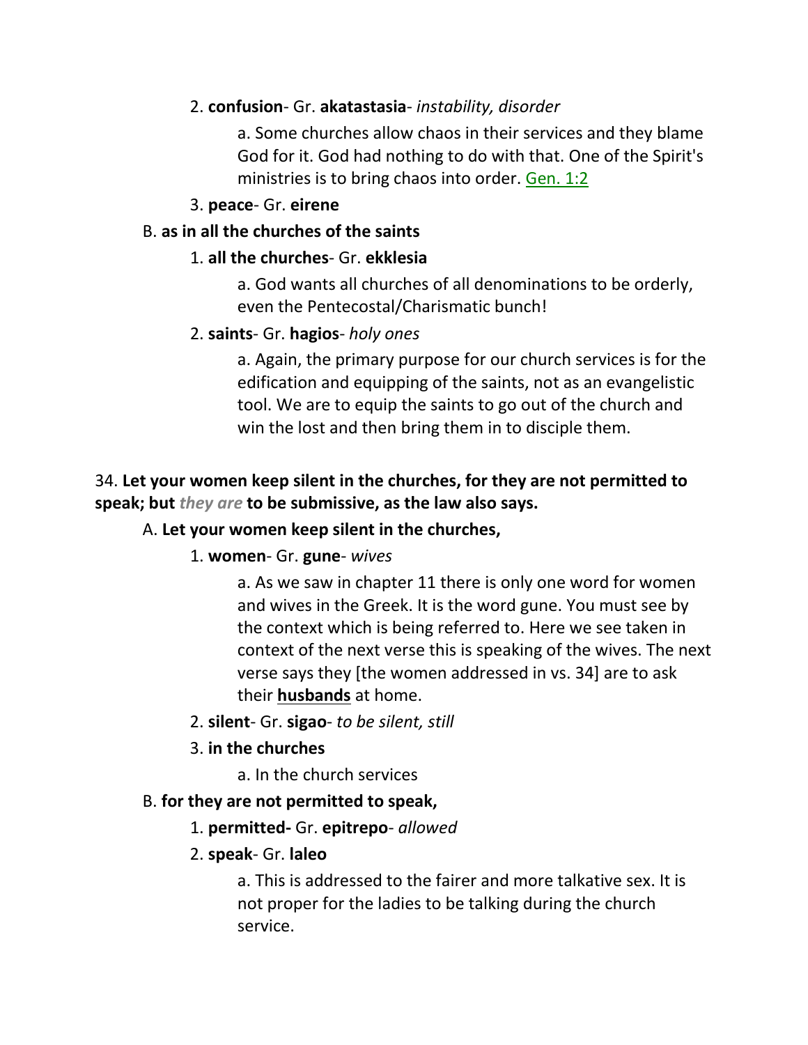2. **confusion**- Gr. **akatastasia**- *instability, disorder*

a. Some churches allow chaos in their services and they blame God for it. God had nothing to do with that. One of the Spirit's ministries is to bring chaos into order. Gen. 1:2

3. **peace**- Gr. **eirene**

B. **as in all the churches of the saints**

1. **all the churches**- Gr. **ekklesia**

a. God wants all churches of all denominations to be orderly, even the Pentecostal/Charismatic bunch!

2. **saints**- Gr. **hagios**- *holy ones*

a. Again, the primary purpose for our church services is for the edification and equipping of the saints, not as an evangelistic tool. We are to equip the saints to go out of the church and win the lost and then bring them in to disciple them.

34. **Let your women keep silent in the churches, for they are not permitted to speak; but *they are* to be submissive, as the law also says.**

A. **Let your women keep silent in the churches,**

1. **women**- Gr. **gune**- *wives*

a. As we saw in chapter 11 there is only one word for women and wives in the Greek. It is the word gune. You must see by the context which is being referred to. Here we see taken in context of the next verse this is speaking of the wives. The next verse says they [the women addressed in vs. 34] are to ask their **husbands** at home.

2. **silent**- Gr. **sigao**- *to be silent, still*

3. **in the churches**

a. In the church services

B. **for they are not permitted to speak,**

1. **permitted-** Gr. **epitrepo**- *allowed*

2. **speak**- Gr. **laleo**

a. This is addressed to the fairer and more talkative sex. It is not proper for the ladies to be talking during the church service.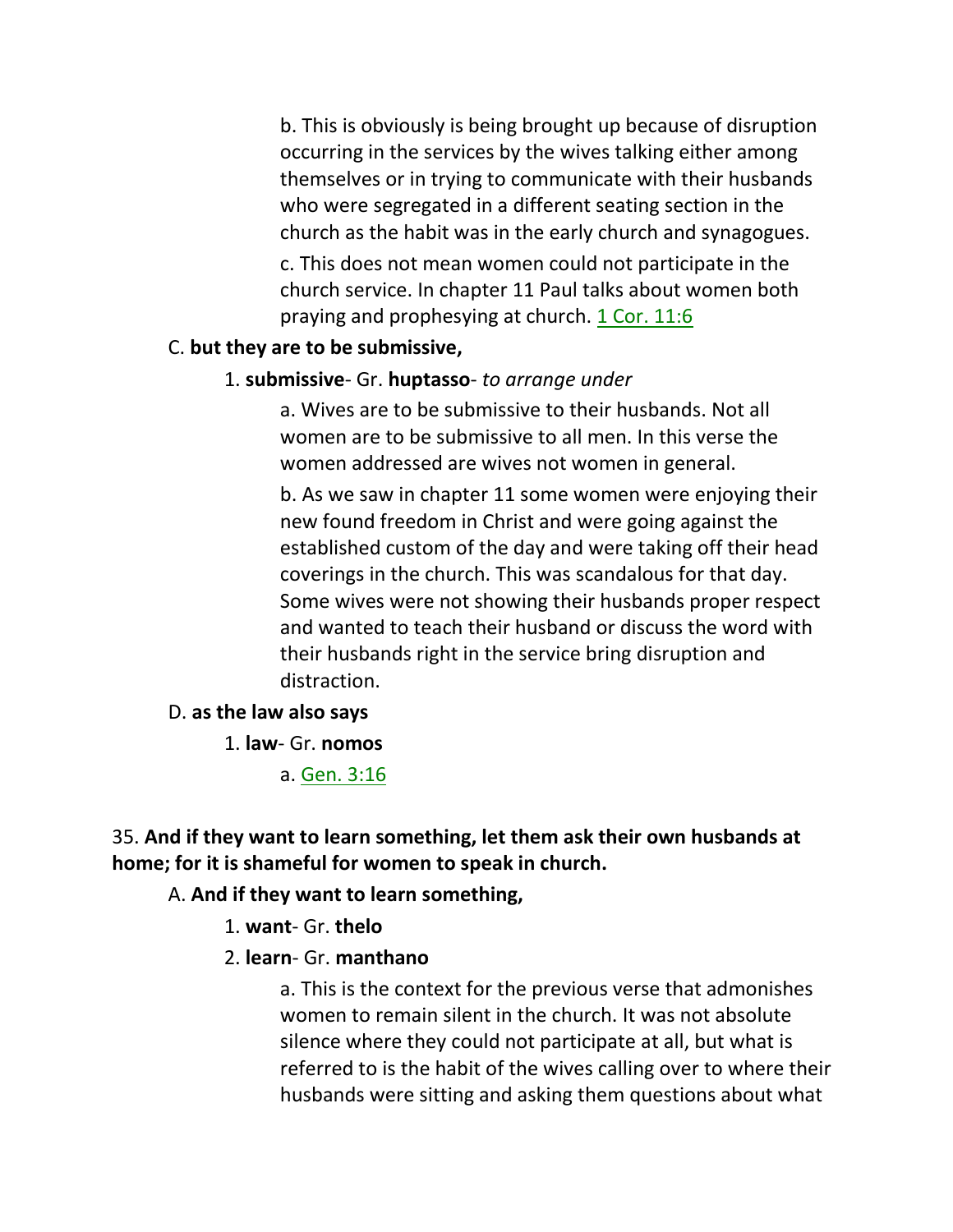b. This is obviously is being brought up because of disruption occurring in the services by the wives talking either among themselves or in trying to communicate with their husbands who were segregated in a different seating section in the church as the habit was in the early church and synagogues.

c. This does not mean women could not participate in the church service. In chapter 11 Paul talks about women both praying and prophesying at church. 1 Cor. 11:6

C. **but they are to be submissive,**

1. **submissive**- Gr. **huptasso**- *to arrange under*

a. Wives are to be submissive to their husbands. Not all women are to be submissive to all men. In this verse the women addressed are wives not women in general.

b. As we saw in chapter 11 some women were enjoying their new found freedom in Christ and were going against the established custom of the day and were taking off their head coverings in the church. This was scandalous for that day. Some wives were not showing their husbands proper respect and wanted to teach their husband or discuss the word with their husbands right in the service bring disruption and distraction.

D. **as the law also says**

1. **law**- Gr. **nomos**

a. Gen. 3:16

35. **And if they want to learn something, let them ask their own husbands at home; for it is shameful for women to speak in church.**

A. **And if they want to learn something,**

1. **want**- Gr. **thelo**

2. **learn**- Gr. **manthano**

a. This is the context for the previous verse that admonishes women to remain silent in the church. It was not absolute silence where they could not participate at all, but what is referred to is the habit of the wives calling over to where their husbands were sitting and asking them questions about what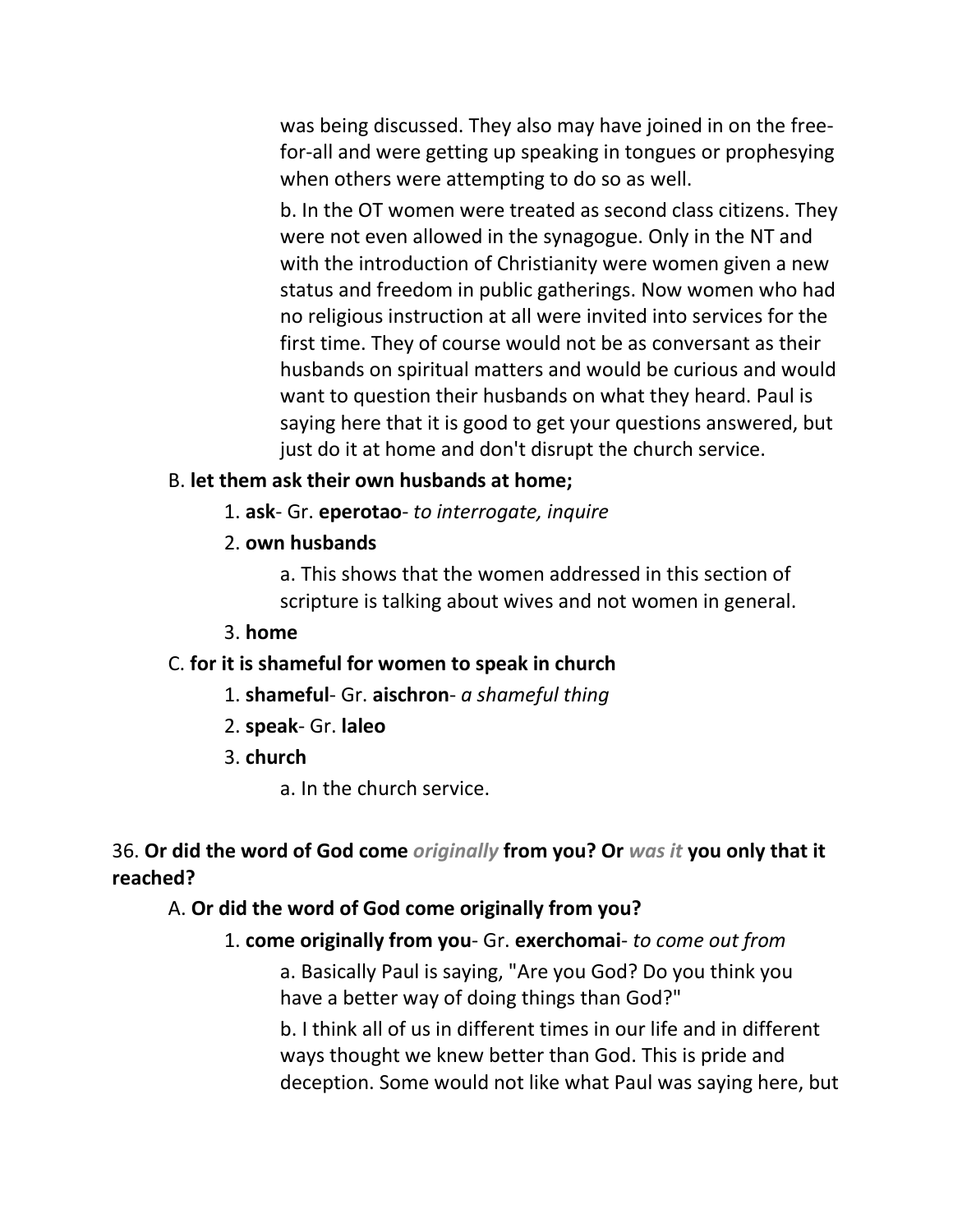was being discussed. They also may have joined in on the free-for-all and were getting up speaking in tongues or prophesying when others were attempting to do so as well.

b. In the OT women were treated as second class citizens. They were not even allowed in the synagogue. Only in the NT and with the introduction of Christianity were women given a new status and freedom in public gatherings. Now women who had no religious instruction at all were invited into services for the first time. They of course would not be as conversant as their husbands on spiritual matters and would be curious and would want to question their husbands on what they heard. Paul is saying here that it is good to get your questions answered, but just do it at home and don't disrupt the church service.

B. **let them ask their own husbands at home;**

1. **ask**- Gr. **eperotao**- *to interrogate, inquire*

2. **own husbands**

a. This shows that the women addressed in this section of scripture is talking about wives and not women in general.

3. **home**

C. **for it is shameful for women to speak in church**

1. **shameful**- Gr. **aischron**- *a shameful thing*

2. **speak**- Gr. **laleo**

3. **church**

a. In the church service.

36. **Or did the word of God come *originally* from you? Or *was it* you only that it reached?**

A. **Or did the word of God come originally from you?**

1. **come originally from you**- Gr. **exerchomai**- *to come out from*

a. Basically Paul is saying, "Are you God? Do you think you have a better way of doing things than God?"

b. I think all of us in different times in our life and in different ways thought we knew better than God. This is pride and deception. Some would not like what Paul was saying here, but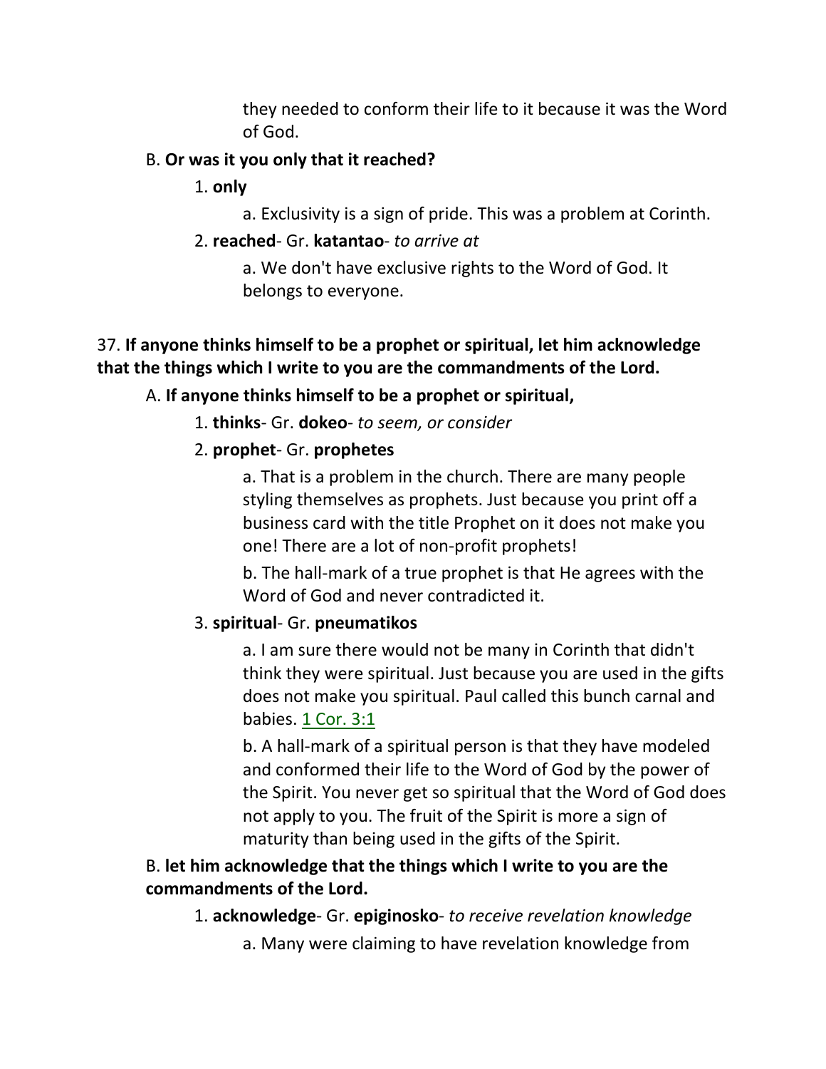they needed to conform their life to it because it was the Word of God.

B. **Or was it you only that it reached?**

1. **only**

a. Exclusivity is a sign of pride. This was a problem at Corinth.

2. **reached**- Gr. **katantao**- *to arrive at*

a. We don't have exclusive rights to the Word of God. It belongs to everyone.

37. **If anyone thinks himself to be a prophet or spiritual, let him acknowledge that the things which I write to you are the commandments of the Lord.**

A. **If anyone thinks himself to be a prophet or spiritual,**

1. **thinks**- Gr. **dokeo**- *to seem, or consider*

2. **prophet**- Gr. **prophetes**

a. That is a problem in the church. There are many people styling themselves as prophets. Just because you print off a business card with the title Prophet on it does not make you one! There are a lot of non-profit prophets!

b. The hall-mark of a true prophet is that He agrees with the Word of God and never contradicted it.

3. **spiritual**- Gr. **pneumatikos**

a. I am sure there would not be many in Corinth that didn't think they were spiritual. Just because you are used in the gifts does not make you spiritual. Paul called this bunch carnal and babies. 1 Cor. 3:1

b. A hall-mark of a spiritual person is that they have modeled and conformed their life to the Word of God by the power of the Spirit. You never get so spiritual that the Word of God does not apply to you. The fruit of the Spirit is more a sign of maturity than being used in the gifts of the Spirit.

B. **let him acknowledge that the things which I write to you are the commandments of the Lord.**

1. **acknowledge**- Gr. **epiginosko**- *to receive revelation knowledge*

a. Many were claiming to have revelation knowledge from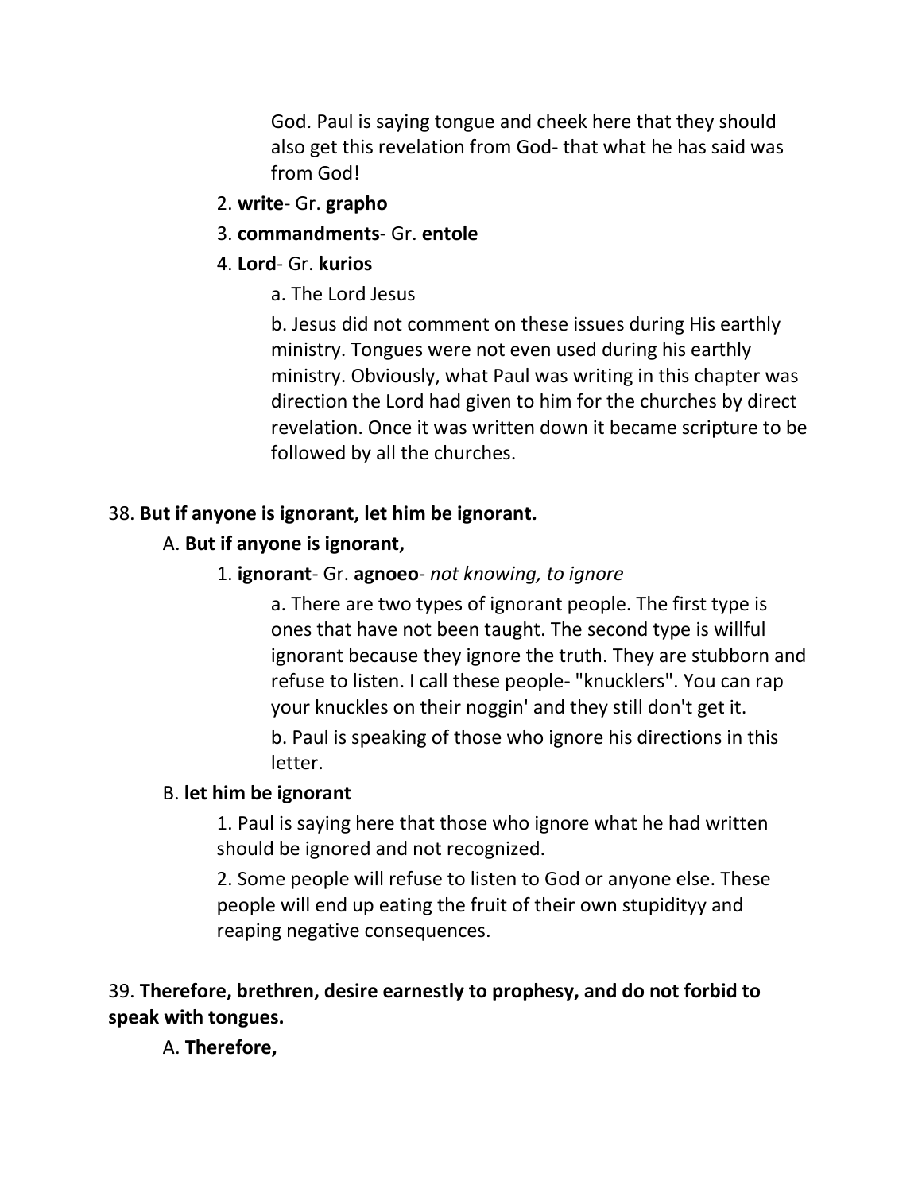God. Paul is saying tongue and cheek here that they should also get this revelation from God- that what he has said was from God!

2. **write**- Gr. **grapho**

3. **commandments**- Gr. **entole**

4. **Lord**- Gr. **kurios**

a. The Lord Jesus

b. Jesus did not comment on these issues during His earthly ministry. Tongues were not even used during his earthly ministry. Obviously, what Paul was writing in this chapter was direction the Lord had given to him for the churches by direct revelation. Once it was written down it became scripture to be followed by all the churches.

38. **But if anyone is ignorant, let him be ignorant.**

A. **But if anyone is ignorant,**

1. **ignorant**- Gr. **agnoeo**- *not knowing, to ignore*

a. There are two types of ignorant people. The first type is ones that have not been taught. The second type is willful ignorant because they ignore the truth. They are stubborn and refuse to listen. I call these people- "knucklers". You can rap your knuckles on their noggin' and they still don't get it.

b. Paul is speaking of those who ignore his directions in this letter.

B. **let him be ignorant**

1. Paul is saying here that those who ignore what he had written should be ignored and not recognized.

2. Some people will refuse to listen to God or anyone else. These people will end up eating the fruit of their own stupidityy and reaping negative consequences.

39. **Therefore, brethren, desire earnestly to prophesy, and do not forbid to speak with tongues.**

A. **Therefore,**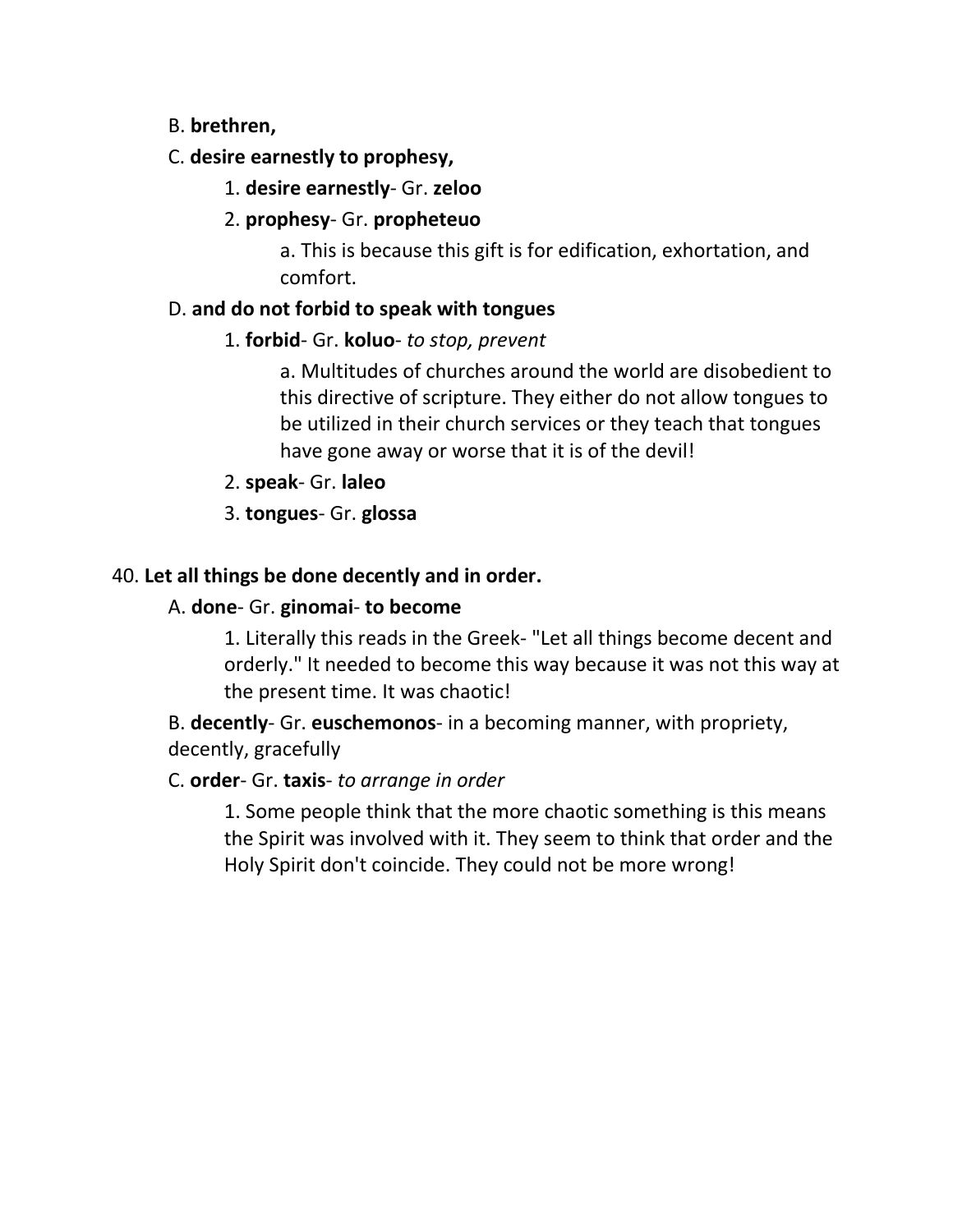B. **brethren,**

C. **desire earnestly to prophesy,**

1. **desire earnestly**- Gr. **zeloo**

2. **prophesy**- Gr. **propheteuo**

a. This is because this gift is for edification, exhortation, and comfort.

D. **and do not forbid to speak with tongues**

1. **forbid**- Gr. **koluo**- *to stop, prevent*

a. Multitudes of churches around the world are disobedient to this directive of scripture. They either do not allow tongues to be utilized in their church services or they teach that tongues have gone away or worse that it is of the devil!

2. **speak**- Gr. **laleo**

3. **tongues**- Gr. **glossa**

40. **Let all things be done decently and in order.**

A. **done**- Gr. **ginomai**- **to become**

1. Literally this reads in the Greek- "Let all things become decent and orderly." It needed to become this way because it was not this way at the present time. It was chaotic!

B. **decently**- Gr. **euschemonos**- in a becoming manner, with propriety, decently, gracefully

C. **order**- Gr. **taxis**- *to arrange in order*

1. Some people think that the more chaotic something is this means the Spirit was involved with it. They seem to think that order and the Holy Spirit don't coincide. They could not be more wrong!